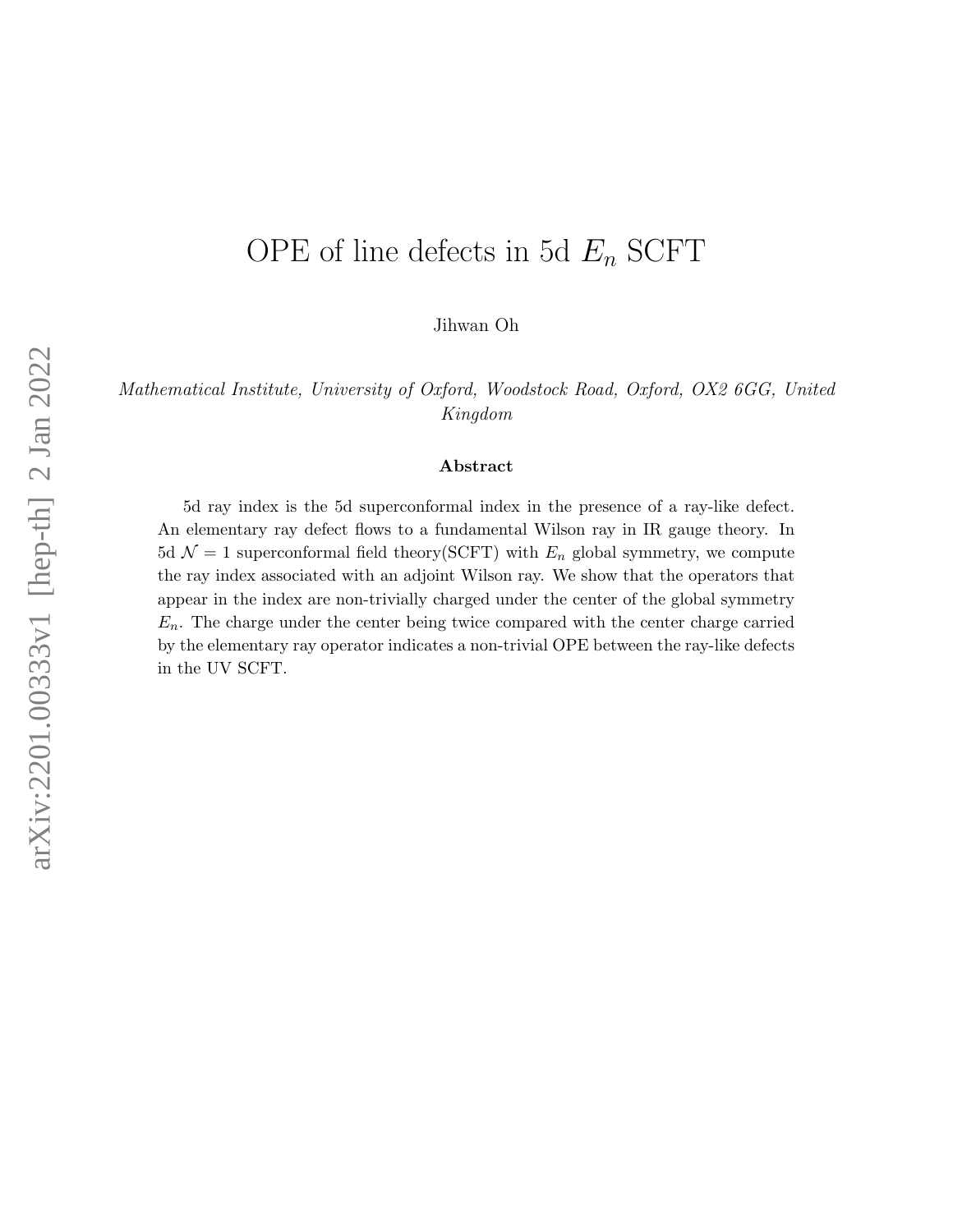# OPE of line defects in 5d $E_n$ SCFT

Jihwan Oh

*Mathematical Institute, University of Oxford, Woodstock Road, Oxford, OX2 6GG, United Kingdom*

### Abstract

5d ray index is the 5d superconformal index in the presence of a ray-like defect. An elementary ray defect flows to a fundamental Wilson ray in IR gauge theory. In 5d $\mathcal{N} = 1$ superconformal field theory(SCFT) with $E_n$ global symmetry, we compute the ray index associated with an adjoint Wilson ray. We show that the operators that appear in the index are non-trivially charged under the center of the global symmetry $E_n$. The charge under the center being twice compared with the center charge carried by the elementary ray operator indicates a non-trivial OPE between the ray-like defects in the UV SCFT.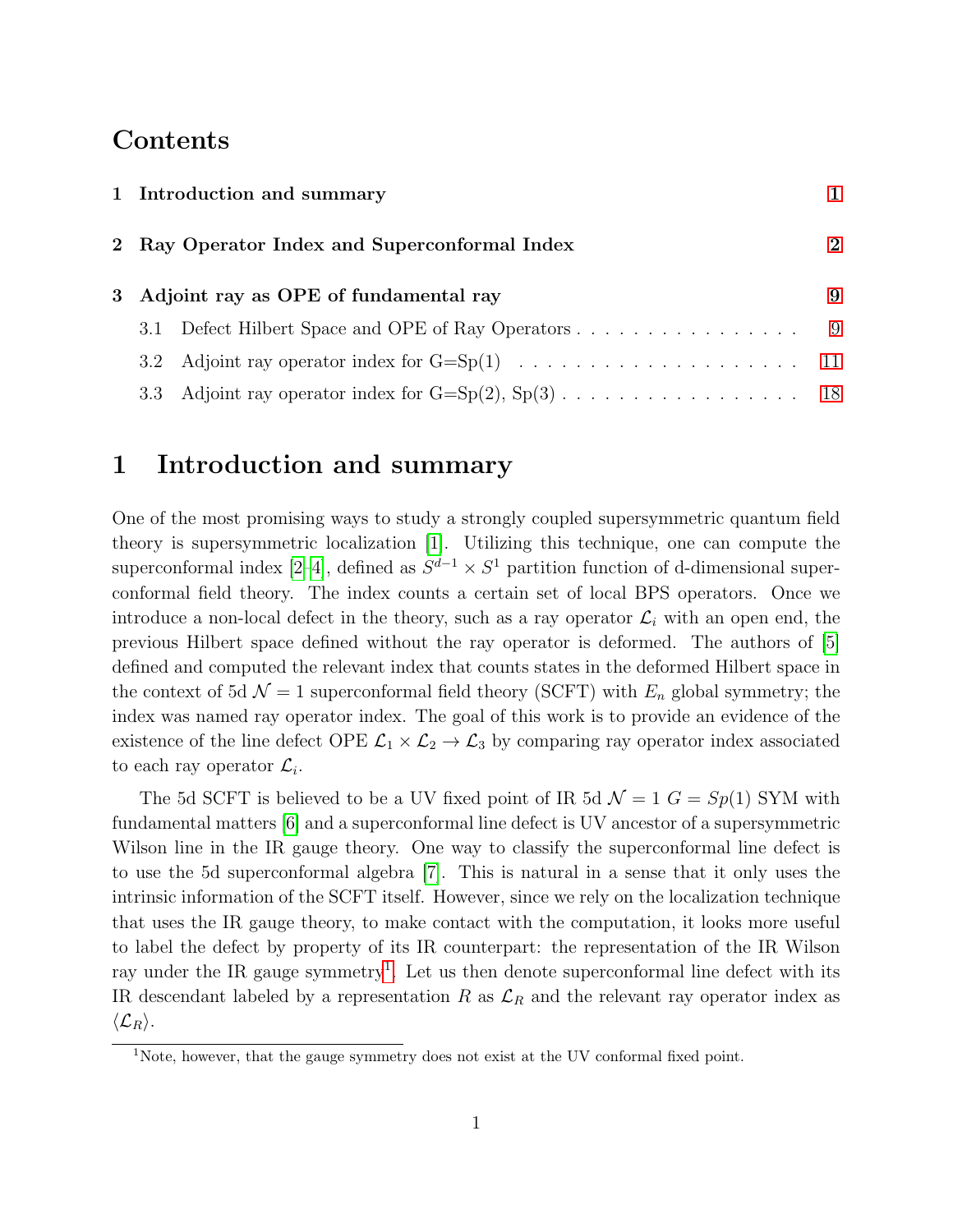# Contents

1 Introduction and summary — 1

2 Ray Operator Index and Superconformal Index — 2

3 Adjoint ray as OPE of fundamental ray — 9
- 3.1 Defect Hilbert Space and OPE of Ray Operators — 9
- 3.2 Adjoint ray operator index for G=Sp(1) — 11
- 3.3 Adjoint ray operator index for G=Sp(2), Sp(3) — 18

# 1 Introduction and summary

One of the most promising ways to study a strongly coupled supersymmetric quantum field theory is supersymmetric localization [1]. Utilizing this technique, one can compute the superconformal index [2–4], defined as $S^{d-1} \times S^1$ partition function of d-dimensional superconformal field theory. The index counts a certain set of local BPS operators. Once we introduce a non-local defect in the theory, such as a ray operator $\mathcal{L}_i$ with an open end, the previous Hilbert space defined without the ray operator is deformed. The authors of [5] defined and computed the relevant index that counts states in the deformed Hilbert space in the context of 5d $\mathcal{N} = 1$ superconformal field theory (SCFT) with $E_n$ global symmetry; the index was named ray operator index. The goal of this work is to provide an evidence of the existence of the line defect OPE $\mathcal{L}_1 \times \mathcal{L}_2 \to \mathcal{L}_3$ by comparing ray operator index associated to each ray operator $\mathcal{L}_i$.

The 5d SCFT is believed to be a UV fixed point of IR 5d $\mathcal{N} = 1$ $G = Sp(1)$ SYM with fundamental matters [6] and a superconformal line defect is UV ancestor of a supersymmetric Wilson line in the IR gauge theory. One way to classify the superconformal line defect is to use the 5d superconformal algebra [7]. This is natural in a sense that it only uses the intrinsic information of the SCFT itself. However, since we rely on the localization technique that uses the IR gauge theory, to make contact with the computation, it looks more useful to label the defect by property of its IR counterpart: the representation of the IR Wilson ray under the IR gauge symmetry[1]. Let us then denote superconformal line defect with its IR descendant labeled by a representation $R$ as $\mathcal{L}_R$ and the relevant ray operator index as $\langle \mathcal{L}_R \rangle$.

[1]Note, however, that the gauge symmetry does not exist at the UV conformal fixed point.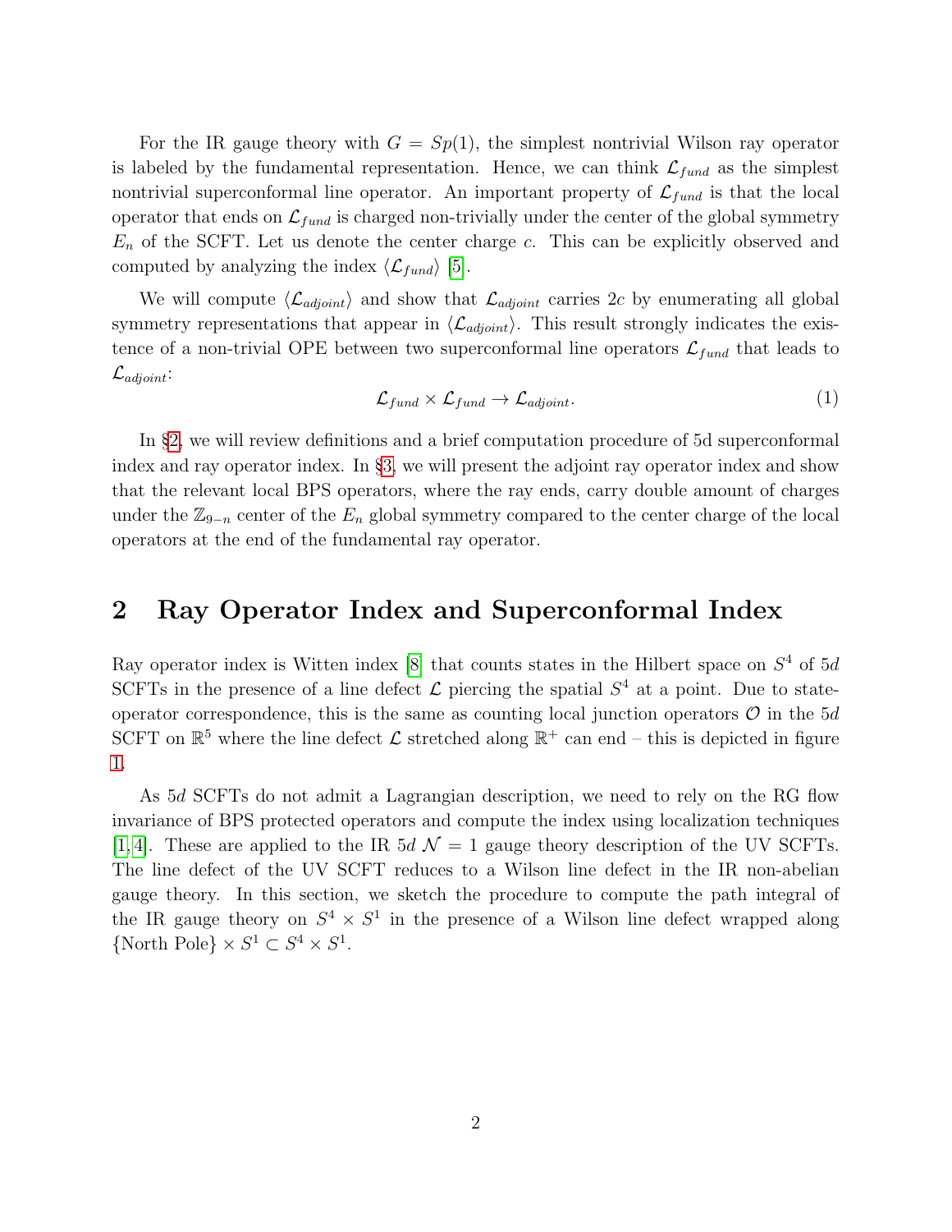For the IR gauge theory with $G = Sp(1)$, the simplest nontrivial Wilson ray operator is labeled by the fundamental representation. Hence, we can think $\mathcal{L}_{fund}$ as the simplest nontrivial superconformal line operator. An important property of $\mathcal{L}_{fund}$ is that the local operator that ends on $\mathcal{L}_{fund}$ is charged non-trivially under the center of the global symmetry $E_n$ of the SCFT. Let us denote the center charge $c$. This can be explicitly observed and computed by analyzing the index $\langle \mathcal{L}_{fund} \rangle$ [5].

We will compute $\langle \mathcal{L}_{adjoint} \rangle$ and show that $\mathcal{L}_{adjoint}$ carries $2c$ by enumerating all global symmetry representations that appear in $\langle \mathcal{L}_{adjoint} \rangle$. This result strongly indicates the existence of a non-trivial OPE between two superconformal line operators $\mathcal{L}_{fund}$ that leads to $\mathcal{L}_{adjoint}$:

$$\mathcal{L}_{fund} \times \mathcal{L}_{fund} \to \mathcal{L}_{adjoint}. \tag{1}$$

In §2, we will review definitions and a brief computation procedure of 5d superconformal index and ray operator index. In §3, we will present the adjoint ray operator index and show that the relevant local BPS operators, where the ray ends, carry double amount of charges under the $\mathbb{Z}_{9-n}$ center of the $E_n$ global symmetry compared to the center charge of the local operators at the end of the fundamental ray operator.

## 2 Ray Operator Index and Superconformal Index

Ray operator index is Witten index [8] that counts states in the Hilbert space on $S^4$ of $5d$ SCFTs in the presence of a line defect $\mathcal{L}$ piercing the spatial $S^4$ at a point. Due to state-operator correspondence, this is the same as counting local junction operators $\mathcal{O}$ in the $5d$ SCFT on $\mathbb{R}^5$ where the line defect $\mathcal{L}$ stretched along $\mathbb{R}^+$ can end – this is depicted in figure 1.

As $5d$ SCFTs do not admit a Lagrangian description, we need to rely on the RG flow invariance of BPS protected operators and compute the index using localization techniques [1,4]. These are applied to the IR $5d$ $\mathcal{N} = 1$ gauge theory description of the UV SCFTs. The line defect of the UV SCFT reduces to a Wilson line defect in the IR non-abelian gauge theory. In this section, we sketch the procedure to compute the path integral of the IR gauge theory on $S^4 \times S^1$ in the presence of a Wilson line defect wrapped along $\{\text{North Pole}\} \times S^1 \subset S^4 \times S^1$.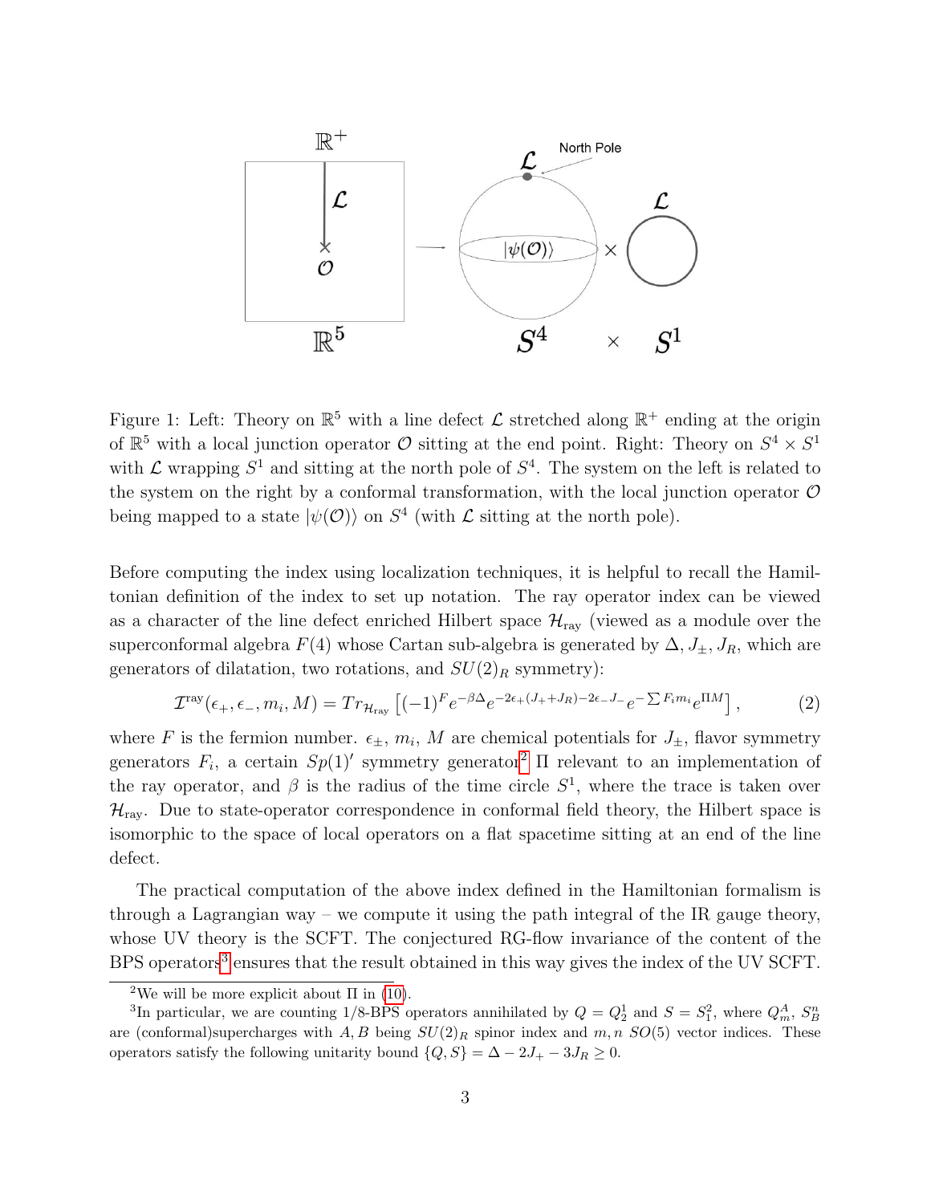Figure 1: Left: Theory on $\mathbb{R}^5$ with a line defect $\mathcal{L}$ stretched along $\mathbb{R}^+$ ending at the origin of $\mathbb{R}^5$ with a local junction operator $\mathcal{O}$ sitting at the end point. Right: Theory on $S^4 \times S^1$ with $\mathcal{L}$ wrapping $S^1$ and sitting at the north pole of $S^4$. The system on the left is related to the system on the right by a conformal transformation, with the local junction operator $\mathcal{O}$ being mapped to a state $|\psi(\mathcal{O})\rangle$ on $S^4$ (with $\mathcal{L}$ sitting at the north pole).

Before computing the index using localization techniques, it is helpful to recall the Hamiltonian definition of the index to set up notation. The ray operator index can be viewed as a character of the line defect enriched Hilbert space $\mathcal{H}_{\text{ray}}$ (viewed as a module over the superconformal algebra $F(4)$ whose Cartan sub-algebra is generated by $\Delta, J_\pm, J_R$, which are generators of dilatation, two rotations, and $SU(2)_R$ symmetry):

$$\mathcal{I}^{\text{ray}}(\epsilon_+, \epsilon_-, m_i, M) = Tr_{\mathcal{H}_{\text{ray}}}\left[(-1)^F e^{-\beta\Delta} e^{-2\epsilon_+(J_+ + J_R) - 2\epsilon_- J_-} e^{-\sum F_i m_i} e^{\Pi M}\right], \tag{2}$$

where $F$ is the fermion number. $\epsilon_\pm$, $m_i$, $M$ are chemical potentials for $J_\pm$, flavor symmetry generators $F_i$, a certain $Sp(1)'$ symmetry generator[2] $\Pi$ relevant to an implementation of the ray operator, and $\beta$ is the radius of the time circle $S^1$, where the trace is taken over $\mathcal{H}_{\text{ray}}$. Due to state-operator correspondence in conformal field theory, the Hilbert space is isomorphic to the space of local operators on a flat spacetime sitting at an end of the line defect.

The practical computation of the above index defined in the Hamiltonian formalism is through a Lagrangian way – we compute it using the path integral of the IR gauge theory, whose UV theory is the SCFT. The conjectured RG-flow invariance of the content of the BPS operators[3] ensures that the result obtained in this way gives the index of the UV SCFT.

---

[2] We will be more explicit about $\Pi$ in (10).

[3] In particular, we are counting 1/8-BPS operators annihilated by $Q = Q_2^1$ and $S = S_1^2$, where $Q_m^A$, $S_B^n$ are (conformal)supercharges with $A, B$ being $SU(2)_R$ spinor index and $m, n$ $SO(5)$ vector indices. These operators satisfy the following unitarity bound $\{Q, S\} = \Delta - 2J_+ - 3J_R \geq 0$.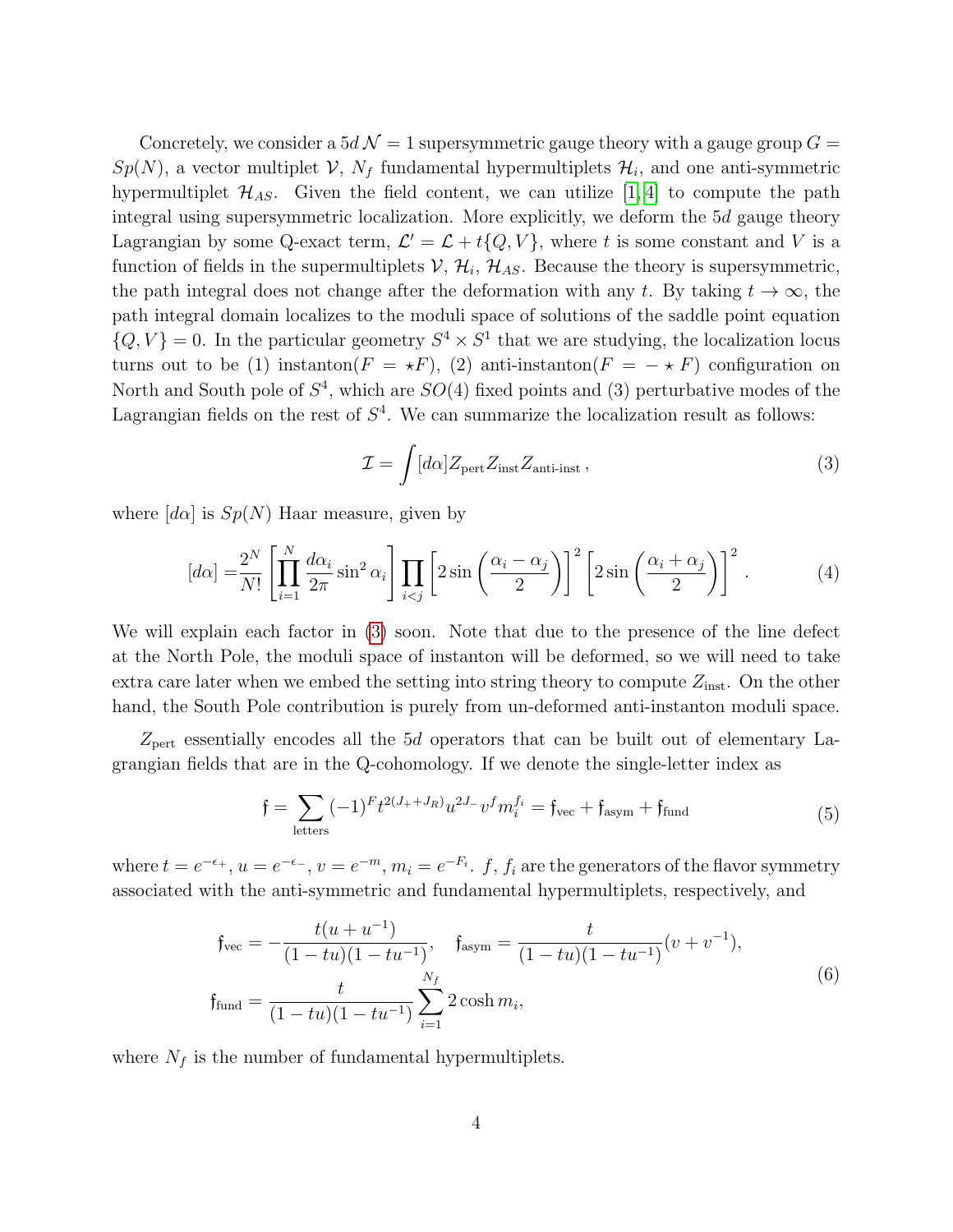Concretely, we consider a $5d\,\mathcal{N}=1$ supersymmetric gauge theory with a gauge group $G = Sp(N)$, a vector multiplet $\mathcal{V}$, $N_f$ fundamental hypermultiplets $\mathcal{H}_i$, and one anti-symmetric hypermultiplet $\mathcal{H}_{AS}$. Given the field content, we can utilize [1, 4] to compute the path integral using supersymmetric localization. More explicitly, we deform the $5d$ gauge theory Lagrangian by some Q-exact term, $\mathcal{L}' = \mathcal{L} + t\{Q, V\}$, where $t$ is some constant and $V$ is a function of fields in the supermultiplets $\mathcal{V}$, $\mathcal{H}_i$, $\mathcal{H}_{AS}$. Because the theory is supersymmetric, the path integral does not change after the deformation with any $t$. By taking $t \to \infty$, the path integral domain localizes to the moduli space of solutions of the saddle point equation $\{Q, V\} = 0$. In the particular geometry $S^4 \times S^1$ that we are studying, the localization locus turns out to be (1) instanton($F = \star F$), (2) anti-instanton($F = -\star F$) configuration on North and South pole of $S^4$, which are $SO(4)$ fixed points and (3) perturbative modes of the Lagrangian fields on the rest of $S^4$. We can summarize the localization result as follows:

$$
\mathcal{I} = \int [d\alpha] Z_{\text{pert}} Z_{\text{inst}} Z_{\text{anti-inst}}\,, \tag{3}
$$

where $[d\alpha]$ is $Sp(N)$ Haar measure, given by

$$
[d\alpha] = \frac{2^N}{N!}\left[\prod_{i=1}^{N} \frac{d\alpha_i}{2\pi}\sin^2\alpha_i\right] \prod_{i<j}\left[2\sin\left(\frac{\alpha_i-\alpha_j}{2}\right)\right]^2 \left[2\sin\left(\frac{\alpha_i+\alpha_j}{2}\right)\right]^2. \tag{4}
$$

We will explain each factor in (3) soon. Note that due to the presence of the line defect at the North Pole, the moduli space of instanton will be deformed, so we will need to take extra care later when we embed the setting into string theory to compute $Z_{\text{inst}}$. On the other hand, the South Pole contribution is purely from un-deformed anti-instanton moduli space.

$Z_{\text{pert}}$ essentially encodes all the $5d$ operators that can be built out of elementary Lagrangian fields that are in the Q-cohomology. If we denote the single-letter index as

$$
\mathfrak{f} = \sum_{\text{letters}} (-1)^F t^{2(J_+ + J_R)} u^{2J_-} v^f m_i^{f_i} = \mathfrak{f}_{\text{vec}} + \mathfrak{f}_{\text{asym}} + \mathfrak{f}_{\text{fund}} \tag{5}
$$

where $t = e^{-\epsilon_+}$, $u = e^{-\epsilon_-}$, $v = e^{-m}$, $m_i = e^{-F_i}$. $f$, $f_i$ are the generators of the flavor symmetry associated with the anti-symmetric and fundamental hypermultiplets, respectively, and

$$
\begin{aligned}
\mathfrak{f}_{\text{vec}} &= -\frac{t(u+u^{-1})}{(1-tu)(1-tu^{-1})}, \quad \mathfrak{f}_{\text{asym}} = \frac{t}{(1-tu)(1-tu^{-1})}(v+v^{-1}), \\
\mathfrak{f}_{\text{fund}} &= \frac{t}{(1-tu)(1-tu^{-1})}\sum_{i=1}^{N_f} 2\cosh m_i,
\end{aligned} \tag{6}
$$

where $N_f$ is the number of fundamental hypermultiplets.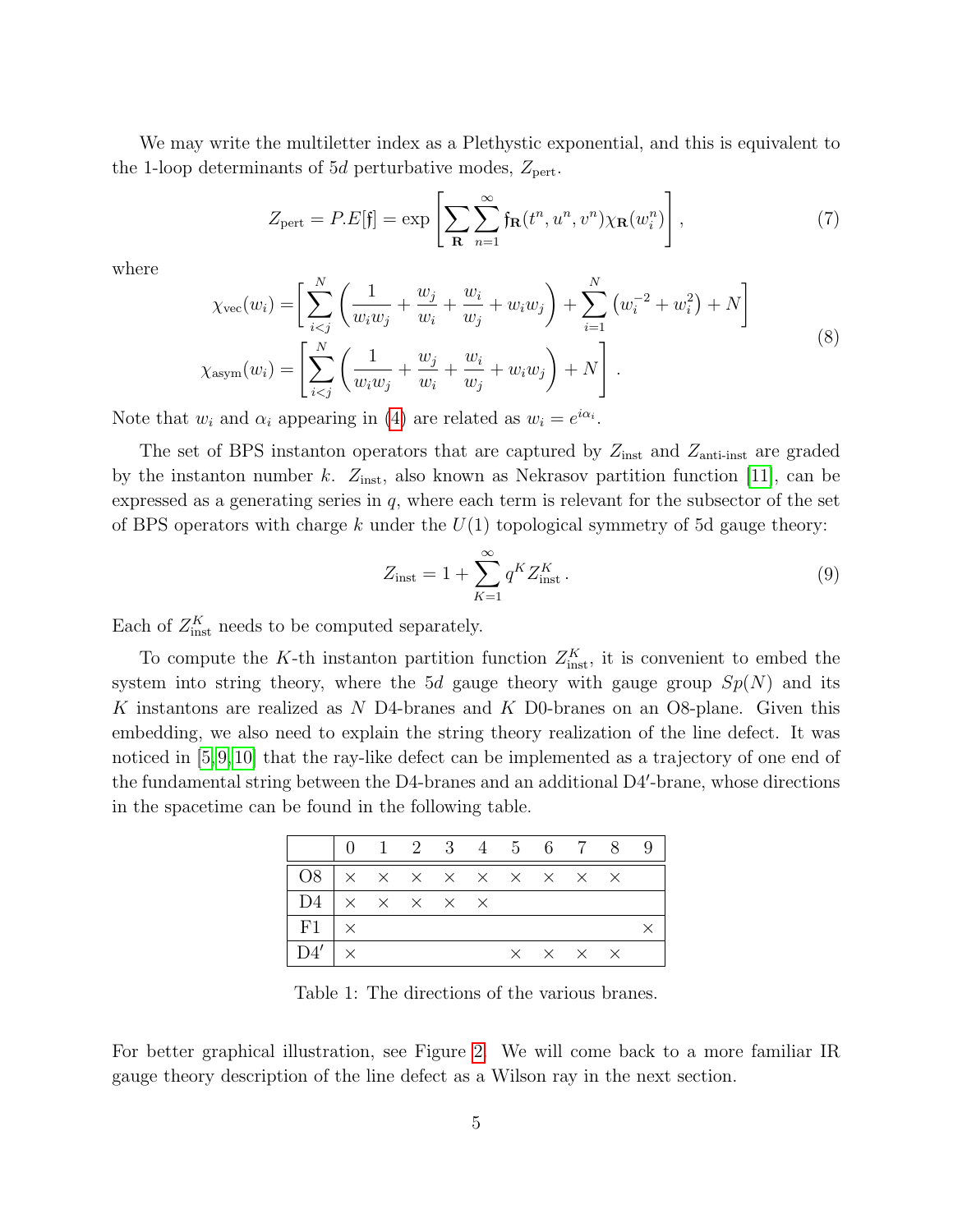We may write the multiletter index as a Plethystic exponential, and this is equivalent to the 1-loop determinants of $5d$ perturbative modes, $Z_{\text{pert}}$.

$$
Z_{\text{pert}} = P.E[\mathfrak{f}] = \exp\left[\sum_{\mathbf{R}}\sum_{n=1}^{\infty} \mathfrak{f}_{\mathbf{R}}(t^n, u^n, v^n)\chi_{\mathbf{R}}(w_i^n)\right], \tag{7}
$$

where

$$
\begin{aligned}
\chi_{\text{vec}}(w_i) &= \left[\sum_{i<j}^{N}\left(\frac{1}{w_i w_j} + \frac{w_j}{w_i} + \frac{w_i}{w_j} + w_i w_j\right) + \sum_{i=1}^{N}\left(w_i^{-2} + w_i^2\right) + N\right] \\
\chi_{\text{asym}}(w_i) &= \left[\sum_{i<j}^{N}\left(\frac{1}{w_i w_j} + \frac{w_j}{w_i} + \frac{w_i}{w_j} + w_i w_j\right) + N\right].
\end{aligned} \tag{8}
$$

Note that $w_i$ and $\alpha_i$ appearing in (4) are related as $w_i = e^{i\alpha_i}$.

The set of BPS instanton operators that are captured by $Z_{\text{inst}}$ and $Z_{\text{anti-inst}}$ are graded by the instanton number $k$. $Z_{\text{inst}}$, also known as Nekrasov partition function [11], can be expressed as a generating series in $q$, where each term is relevant for the subsector of the set of BPS operators with charge $k$ under the $U(1)$ topological symmetry of 5d gauge theory:

$$
Z_{\text{inst}} = 1 + \sum_{K=1}^{\infty} q^K Z_{\text{inst}}^K. \tag{9}
$$

Each of $Z_{\text{inst}}^K$ needs to be computed separately.

To compute the $K$-th instanton partition function $Z_{\text{inst}}^K$, it is convenient to embed the system into string theory, where the $5d$ gauge theory with gauge group $Sp(N)$ and its $K$ instantons are realized as $N$ D4-branes and $K$ D0-branes on an O8-plane. Given this embedding, we also need to explain the string theory realization of the line defect. It was noticed in [5,9,10] that the ray-like defect can be implemented as a trajectory of one end of the fundamental string between the D4-branes and an additional D4′-brane, whose directions in the spacetime can be found in the following table.

| | 0 | 1 | 2 | 3 | 4 | 5 | 6 | 7 | 8 | 9 |
|---|---|---|---|---|---|---|---|---|---|---|
| O8 | × | × | × | × | × | × | × | × | × | |
| D4 | × | × | × | × | × | | | | | |
| F1 | × | | | | | | | | | × |
| D4′ | × | | | | | × | × | × | × | |

Table 1: The directions of the various branes.

For better graphical illustration, see Figure 2. We will come back to a more familiar IR gauge theory description of the line defect as a Wilson ray in the next section.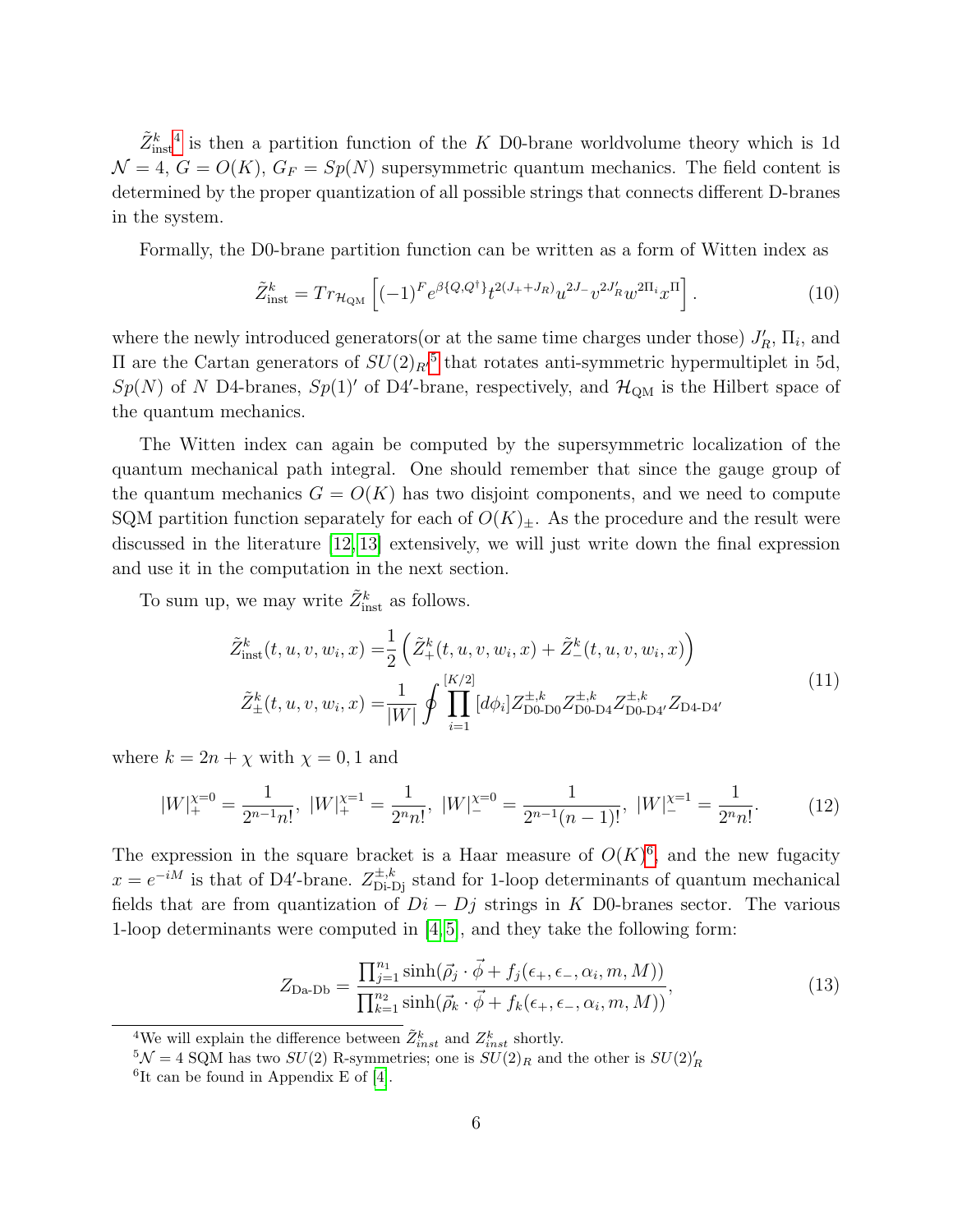$\tilde{Z}^k_{\rm inst}$[4] is then a partition function of the $K$ D0-brane worldvolume theory which is 1d $\mathcal{N}=4$, $G=O(K)$, $G_F=Sp(N)$ supersymmetric quantum mechanics. The field content is determined by the proper quantization of all possible strings that connects different D-branes in the system.

Formally, the D0-brane partition function can be written as a form of Witten index as

$$\tilde{Z}^k_{\rm inst} = Tr_{\mathcal{H}_{\rm QM}}\left[(-1)^F e^{\beta\{Q,Q^\dagger\}} t^{2(J_+ + J_R)} u^{2J_-} v^{2J'_R} w^{2\Pi_i} x^{\Pi}\right]. \tag{10}$$

where the newly introduced generators(or at the same time charges under those) $J'_R$, $\Pi_i$, and $\Pi$ are the Cartan generators of $SU(2)_{R'}$[5] that rotates anti-symmetric hypermultiplet in 5d, $Sp(N)$ of $N$ D4-branes, $Sp(1)'$ of D4$'$-brane, respectively, and $\mathcal{H}_{\rm QM}$ is the Hilbert space of the quantum mechanics.

The Witten index can again be computed by the supersymmetric localization of the quantum mechanical path integral. One should remember that since the gauge group of the quantum mechanics $G=O(K)$ has two disjoint components, and we need to compute SQM partition function separately for each of $O(K)_\pm$. As the procedure and the result were discussed in the literature [12,13] extensively, we will just write down the final expression and use it in the computation in the next section.

To sum up, we may write $\tilde{Z}^k_{\rm inst}$ as follows.

$$\begin{aligned}
\tilde{Z}^k_{\rm inst}(t,u,v,w_i,x) &= \frac{1}{2}\left(\tilde{Z}^k_+(t,u,v,w_i,x) + \tilde{Z}^k_-(t,u,v,w_i,x)\right) \\
\tilde{Z}^k_\pm(t,u,v,w_i,x) &= \frac{1}{|W|}\oint \prod_{i=1}^{[K/2]} [d\phi_i] Z^{\pm,k}_{\rm D0\text{-}D0} Z^{\pm,k}_{\rm D0\text{-}D4} Z^{\pm,k}_{\rm D0\text{-}D4'} Z_{\rm D4\text{-}D4'}
\end{aligned} \tag{11}$$

where $k=2n+\chi$ with $\chi=0,1$ and

$$|W|^{\chi=0}_+ = \frac{1}{2^{n-1}n!},\ |W|^{\chi=1}_+ = \frac{1}{2^n n!},\ |W|^{\chi=0}_- = \frac{1}{2^{n-1}(n-1)!},\ |W|^{\chi=1}_- = \frac{1}{2^n n!}. \tag{12}$$

The expression in the square bracket is a Haar measure of $O(K)$[6], and the new fugacity $x=e^{-iM}$ is that of D4$'$-brane. $Z^{\pm,k}_{\rm Di\text{-}Dj}$ stand for 1-loop determinants of quantum mechanical fields that are from quantization of $Di-Dj$ strings in $K$ D0-branes sector. The various 1-loop determinants were computed in [4,5], and they take the following form:

$$Z_{\rm Da\text{-}Db} = \frac{\prod_{j=1}^{n_1}\sinh(\vec{\rho}_j\cdot\vec{\phi} + f_j(\epsilon_+,\epsilon_-,\alpha_i,m,M))}{\prod_{k=1}^{n_2}\sinh(\vec{\rho}_k\cdot\vec{\phi} + f_k(\epsilon_+,\epsilon_-,\alpha_i,m,M))}, \tag{13}$$

---

[4] We will explain the difference between $\tilde{Z}^k_{inst}$ and $Z^k_{inst}$ shortly.

[5] $\mathcal{N}=4$ SQM has two $SU(2)$ R-symmetries; one is $SU(2)_R$ and the other is $SU(2)'_R$

[6] It can be found in Appendix E of [4].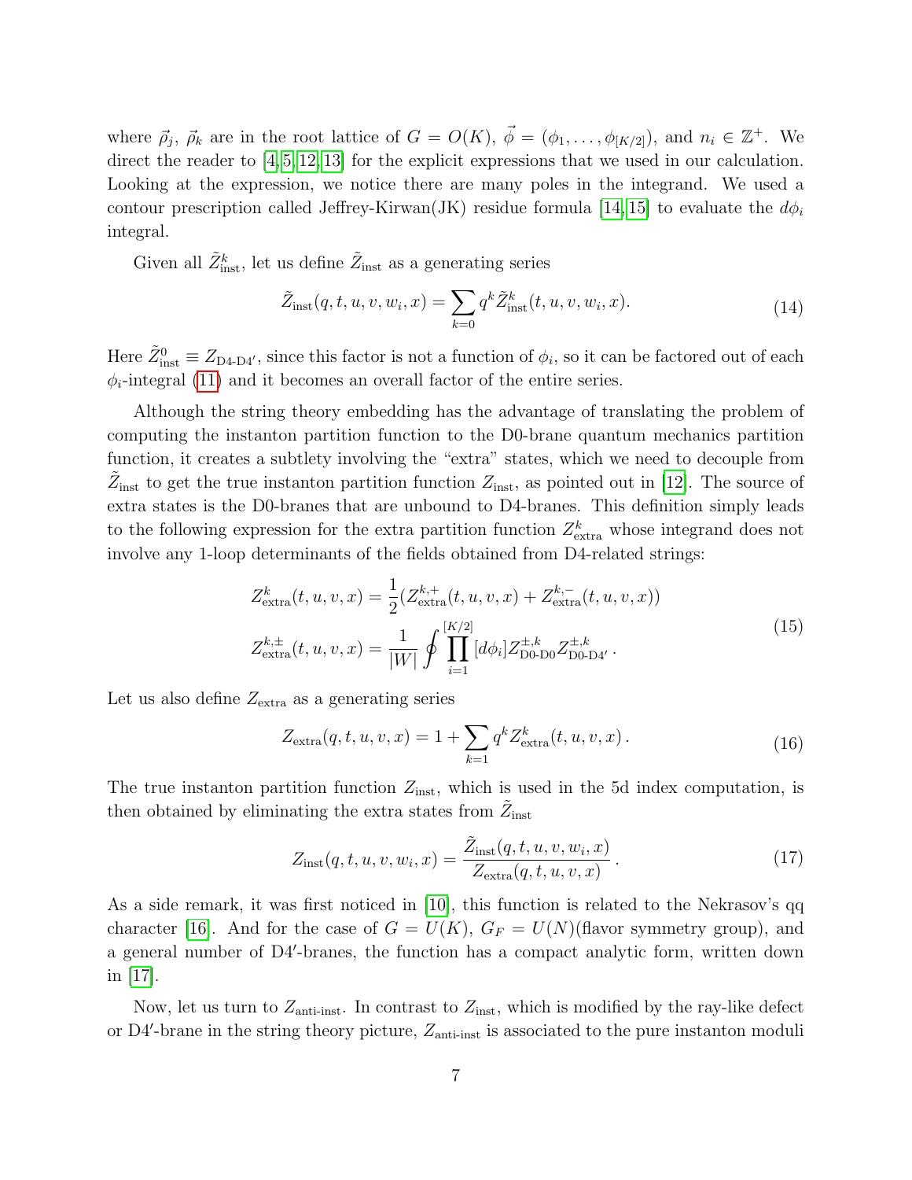where $\vec{\rho}_j$, $\vec{\rho}_k$ are in the root lattice of $G = O(K)$, $\vec{\phi} = (\phi_1, \ldots, \phi_{[K/2]})$, and $n_i \in \mathbb{Z}^+$. We direct the reader to [4,5,12,13] for the explicit expressions that we used in our calculation. Looking at the expression, we notice there are many poles in the integrand. We used a contour prescription called Jeffrey-Kirwan(JK) residue formula [14,15] to evaluate the $d\phi_i$ integral.

Given all $\tilde{Z}^k_{\text{inst}}$, let us define $\tilde{Z}_{\text{inst}}$ as a generating series

$$\tilde{Z}_{\text{inst}}(q, t, u, v, w_i, x) = \sum_{k=0} q^k \tilde{Z}^k_{\text{inst}}(t, u, v, w_i, x). \tag{14}$$

Here $\tilde{Z}^0_{\text{inst}} \equiv Z_{\text{D4-D4}'}$, since this factor is not a function of $\phi_i$, so it can be factored out of each $\phi_i$-integral (11) and it becomes an overall factor of the entire series.

Although the string theory embedding has the advantage of translating the problem of computing the instanton partition function to the D0-brane quantum mechanics partition function, it creates a subtlety involving the "extra" states, which we need to decouple from $\tilde{Z}_{\text{inst}}$ to get the true instanton partition function $Z_{\text{inst}}$, as pointed out in [12]. The source of extra states is the D0-branes that are unbound to D4-branes. This definition simply leads to the following expression for the extra partition function $Z^k_{\text{extra}}$ whose integrand does not involve any 1-loop determinants of the fields obtained from D4-related strings:

$$\begin{aligned}
Z^k_{\text{extra}}(t, u, v, x) &= \frac{1}{2}(Z^{k,+}_{\text{extra}}(t, u, v, x) + Z^{k,-}_{\text{extra}}(t, u, v, x)) \\
Z^{k,\pm}_{\text{extra}}(t, u, v, x) &= \frac{1}{|W|} \oint \prod_{i=1}^{[K/2]} [d\phi_i] Z^{\pm,k}_{\text{D0-D0}} Z^{\pm,k}_{\text{D0-D4}'} \,.
\end{aligned} \tag{15}$$

Let us also define $Z_{\text{extra}}$ as a generating series

$$Z_{\text{extra}}(q, t, u, v, x) = 1 + \sum_{k=1} q^k Z^k_{\text{extra}}(t, u, v, x) \,. \tag{16}$$

The true instanton partition function $Z_{\text{inst}}$, which is used in the 5d index computation, is then obtained by eliminating the extra states from $\tilde{Z}_{\text{inst}}$

$$Z_{\text{inst}}(q, t, u, v, w_i, x) = \frac{\tilde{Z}_{\text{inst}}(q, t, u, v, w_i, x)}{Z_{\text{extra}}(q, t, u, v, x)} \,. \tag{17}$$

As a side remark, it was first noticed in [10], this function is related to the Nekrasov's qq character [16]. And for the case of $G = U(K)$, $G_F = U(N)$(flavor symmetry group), and a general number of D4′-branes, the function has a compact analytic form, written down in [17].

Now, let us turn to $Z_{\text{anti-inst}}$. In contrast to $Z_{\text{inst}}$, which is modified by the ray-like defect or D4′-brane in the string theory picture, $Z_{\text{anti-inst}}$ is associated to the pure instanton moduli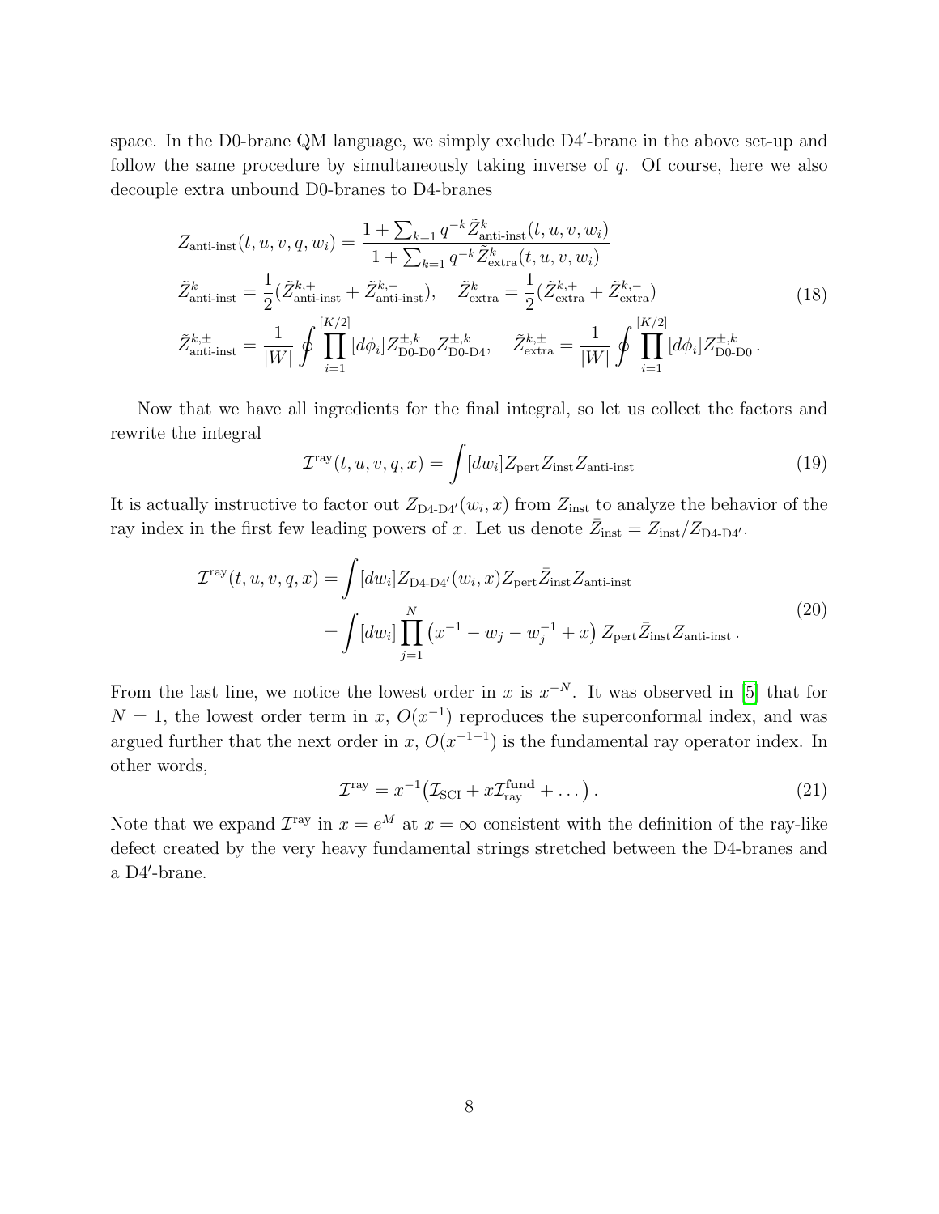space. In the D0-brane QM language, we simply exclude D4′-brane in the above set-up and follow the same procedure by simultaneously taking inverse of $q$. Of course, here we also decouple extra unbound D0-branes to D4-branes

$$
\begin{aligned}
Z_{\text{anti-inst}}(t,u,v,q,w_i) &= \frac{1+\sum_{k=1} q^{-k}\tilde{Z}^k_{\text{anti-inst}}(t,u,v,w_i)}{1+\sum_{k=1} q^{-k}\tilde{Z}^k_{\text{extra}}(t,u,v,w_i)} \\
\tilde{Z}^k_{\text{anti-inst}} &= \frac{1}{2}(\tilde{Z}^{k,+}_{\text{anti-inst}}+\tilde{Z}^{k,-}_{\text{anti-inst}}), \quad \tilde{Z}^k_{\text{extra}} = \frac{1}{2}(\tilde{Z}^{k,+}_{\text{extra}}+\tilde{Z}^{k,-}_{\text{extra}}) \\
\tilde{Z}^{k,\pm}_{\text{anti-inst}} &= \frac{1}{|W|}\oint \prod_{i=1}^{[K/2]}[d\phi_i] Z^{\pm,k}_{\text{D0-D0}} Z^{\pm,k}_{\text{D0-D4}}, \quad \tilde{Z}^{k,\pm}_{\text{extra}} = \frac{1}{|W|}\oint \prod_{i=1}^{[K/2]}[d\phi_i] Z^{\pm,k}_{\text{D0-D0}}\,.
\end{aligned}
\tag{18}
$$

Now that we have all ingredients for the final integral, so let us collect the factors and rewrite the integral

$$
\mathcal{I}^{\text{ray}}(t,u,v,q,x) = \int [dw_i] Z_{\text{pert}} Z_{\text{inst}} Z_{\text{anti-inst}} \tag{19}
$$

It is actually instructive to factor out $Z_{\text{D4-D4}'}(w_i,x)$ from $Z_{\text{inst}}$ to analyze the behavior of the ray index in the first few leading powers of $x$. Let us denote $\bar{Z}_{\text{inst}} = Z_{\text{inst}}/Z_{\text{D4-D4}'}$.

$$
\begin{aligned}
\mathcal{I}^{\text{ray}}(t,u,v,q,x) &= \int [dw_i] Z_{\text{D4-D4}'}(w_i,x) Z_{\text{pert}} \bar{Z}_{\text{inst}} Z_{\text{anti-inst}} \\
&= \int [dw_i] \prod_{j=1}^{N} \left(x^{-1} - w_j - w_j^{-1} + x\right) Z_{\text{pert}} \bar{Z}_{\text{inst}} Z_{\text{anti-inst}}\,.
\end{aligned}
\tag{20}
$$

From the last line, we notice the lowest order in $x$ is $x^{-N}$. It was observed in [5] that for $N=1$, the lowest order term in $x$, $O(x^{-1})$ reproduces the superconformal index, and was argued further that the next order in $x$, $O(x^{-1+1})$ is the fundamental ray operator index. In other words,

$$
\mathcal{I}^{\text{ray}} = x^{-1}\big(\mathcal{I}_{\text{SCI}} + x\mathcal{I}^{\textbf{fund}}_{\text{ray}} + \dots\big)\,. \tag{21}
$$

Note that we expand $\mathcal{I}^{\text{ray}}$ in $x=e^M$ at $x=\infty$ consistent with the definition of the ray-like defect created by the very heavy fundamental strings stretched between the D4-branes and a D4′-brane.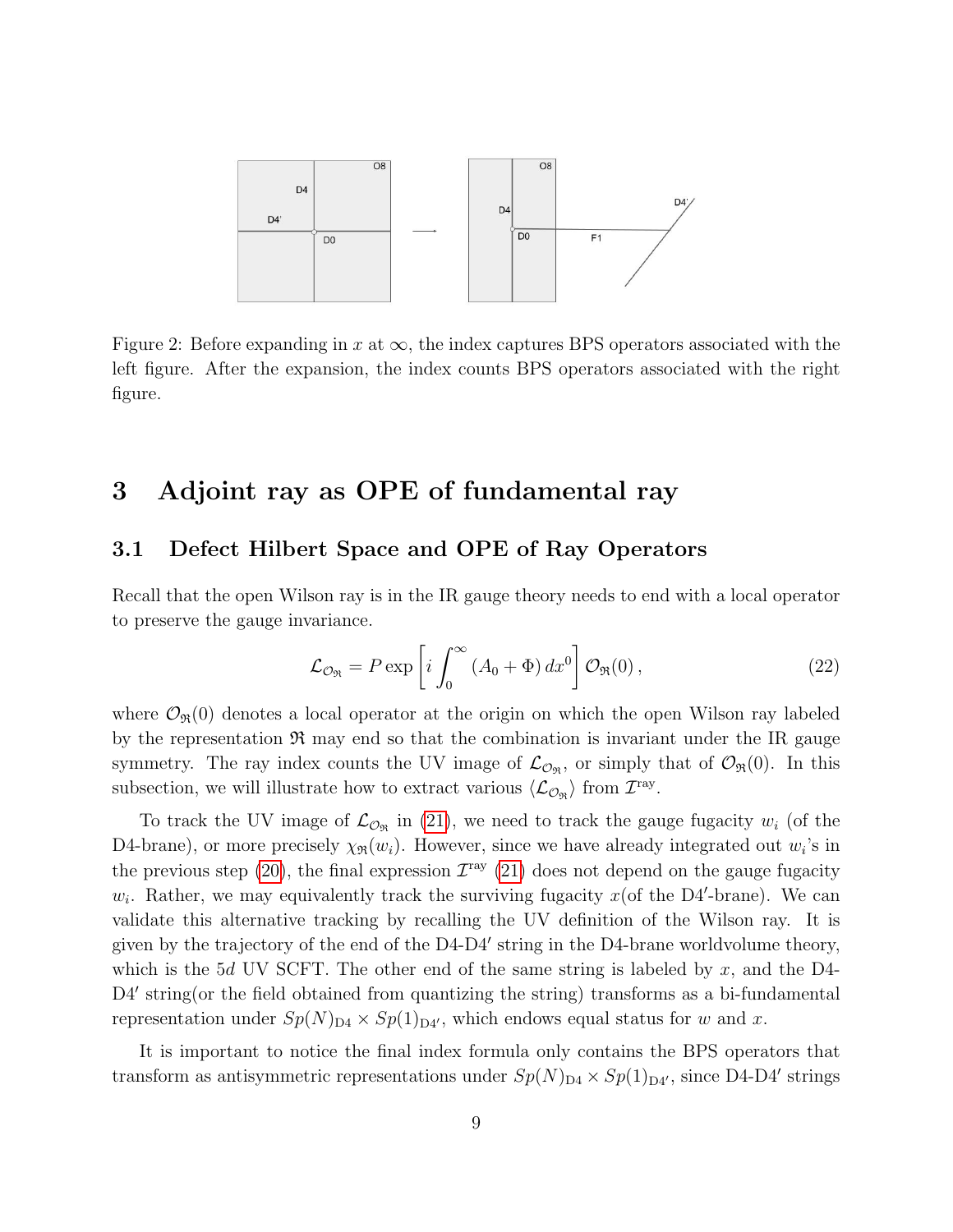Figure 2: Before expanding in $x$ at $\infty$, the index captures BPS operators associated with the left figure. After the expansion, the index counts BPS operators associated with the right figure.

# 3 Adjoint ray as OPE of fundamental ray

## 3.1 Defect Hilbert Space and OPE of Ray Operators

Recall that the open Wilson ray is in the IR gauge theory needs to end with a local operator to preserve the gauge invariance.

$$\mathcal{L}_{\mathcal{O}_{\mathfrak{R}}} = P \exp \left[ i \int_0^\infty (A_0 + \Phi) \, dx^0 \right] \mathcal{O}_{\mathfrak{R}}(0) \,, \tag{22}$$

where $\mathcal{O}_{\mathfrak{R}}(0)$ denotes a local operator at the origin on which the open Wilson ray labeled by the representation $\mathfrak{R}$ may end so that the combination is invariant under the IR gauge symmetry. The ray index counts the UV image of $\mathcal{L}_{\mathcal{O}_{\mathfrak{R}}}$, or simply that of $\mathcal{O}_{\mathfrak{R}}(0)$. In this subsection, we will illustrate how to extract various $\langle \mathcal{L}_{\mathcal{O}_{\mathfrak{R}}} \rangle$ from $\mathcal{I}^{\text{ray}}$.

To track the UV image of $\mathcal{L}_{\mathcal{O}_{\mathfrak{R}}}$ in (21), we need to track the gauge fugacity $w_i$ (of the D4-brane), or more precisely $\chi_{\mathfrak{R}}(w_i)$. However, since we have already integrated out $w_i$'s in the previous step (20), the final expression $\mathcal{I}^{\text{ray}}$ (21) does not depend on the gauge fugacity $w_i$. Rather, we may equivalently track the surviving fugacity $x$(of the D4′-brane). We can validate this alternative tracking by recalling the UV definition of the Wilson ray. It is given by the trajectory of the end of the D4-D4′ string in the D4-brane worldvolume theory, which is the $5d$ UV SCFT. The other end of the same string is labeled by $x$, and the D4-D4′ string(or the field obtained from quantizing the string) transforms as a bi-fundamental representation under $Sp(N)_{\text{D4}} \times Sp(1)_{\text{D4}'}$, which endows equal status for $w$ and $x$.

It is important to notice the final index formula only contains the BPS operators that transform as antisymmetric representations under $Sp(N)_{\text{D4}} \times Sp(1)_{\text{D4}'}$, since D4-D4′ strings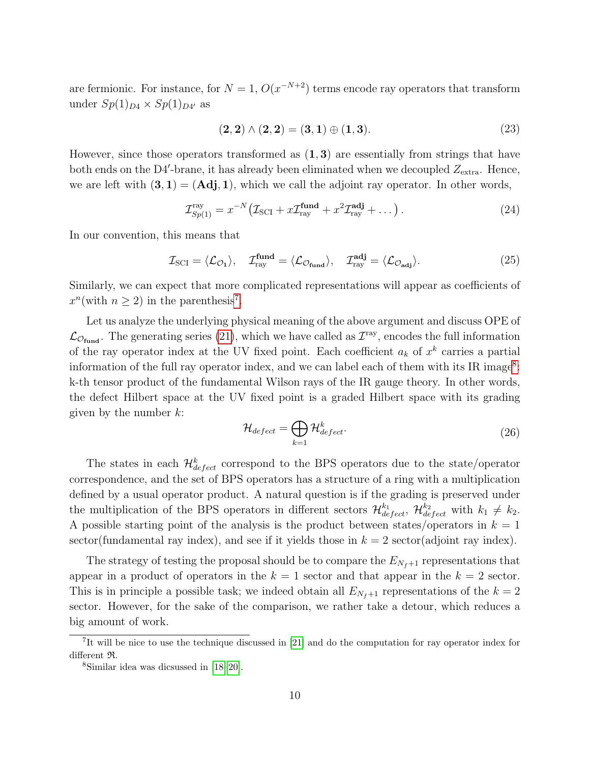are fermionic. For instance, for $N = 1$, $O(x^{-N+2})$ terms encode ray operators that transform under $Sp(1)_{D4} \times Sp(1)_{D4'}$ as

$$(\mathbf{2}, \mathbf{2}) \wedge (\mathbf{2}, \mathbf{2}) = (\mathbf{3}, \mathbf{1}) \oplus (\mathbf{1}, \mathbf{3}). \tag{23}$$

However, since those operators transformed as $(\mathbf{1}, \mathbf{3})$ are essentially from strings that have both ends on the D4′-brane, it has already been eliminated when we decoupled $Z_{\text{extra}}$. Hence, we are left with $(\mathbf{3}, \mathbf{1}) = (\mathbf{Adj}, \mathbf{1})$, which we call the adjoint ray operator. In other words,

$$\mathcal{I}^{\text{ray}}_{Sp(1)} = x^{-N}\left(\mathcal{I}_{\text{SCI}} + x\mathcal{I}^{\mathbf{fund}}_{\text{ray}} + x^2\mathcal{I}^{\mathbf{adj}}_{\text{ray}} + \dots\right). \tag{24}$$

In our convention, this means that

$$\mathcal{I}_{\text{SCI}} = \langle \mathcal{L}_{\mathcal{O}_\mathbf{1}} \rangle, \quad \mathcal{I}^{\mathbf{fund}}_{\text{ray}} = \langle \mathcal{L}_{\mathcal{O}_\mathbf{fund}} \rangle, \quad \mathcal{I}^{\mathbf{adj}}_{\text{ray}} = \langle \mathcal{L}_{\mathcal{O}_\mathbf{adj}} \rangle. \tag{25}$$

Similarly, we can expect that more complicated representations will appear as coefficients of $x^n$(with $n \geq 2$) in the parenthesis[7].

Let us analyze the underlying physical meaning of the above argument and discuss OPE of $\mathcal{L}_{\mathcal{O}_\mathbf{fund}}$. The generating series (21), which we have called as $\mathcal{I}^{\text{ray}}$, encodes the full information of the ray operator index at the UV fixed point. Each coefficient $a_k$ of $x^k$ carries a partial information of the full ray operator index, and we can label each of them with its IR image[8]: k-th tensor product of the fundamental Wilson rays of the IR gauge theory. In other words, the defect Hilbert space at the UV fixed point is a graded Hilbert space with its grading given by the number $k$:

$$\mathcal{H}_{defect} = \bigoplus_{k=1} \mathcal{H}^k_{defect}. \tag{26}$$

The states in each $\mathcal{H}^k_{defect}$ correspond to the BPS operators due to the state/operator correspondence, and the set of BPS operators has a structure of a ring with a multiplication defined by a usual operator product. A natural question is if the grading is preserved under the multiplication of the BPS operators in different sectors $\mathcal{H}^{k_1}_{defect}$, $\mathcal{H}^{k_2}_{defect}$ with $k_1 \neq k_2$. A possible starting point of the analysis is the product between states/operators in $k = 1$ sector(fundamental ray index), and see if it yields those in $k = 2$ sector(adjoint ray index).

The strategy of testing the proposal should be to compare the $E_{N_f+1}$ representations that appear in a product of operators in the $k = 1$ sector and that appear in the $k = 2$ sector. This is in principle a possible task; we indeed obtain all $E_{N_f+1}$ representations of the $k = 2$ sector. However, for the sake of the comparison, we rather take a detour, which reduces a big amount of work.

[7] It will be nice to use the technique discussed in [21] and do the computation for ray operator index for different $\mathfrak{R}$.

[8] Similar idea was dicsussed in [18–20].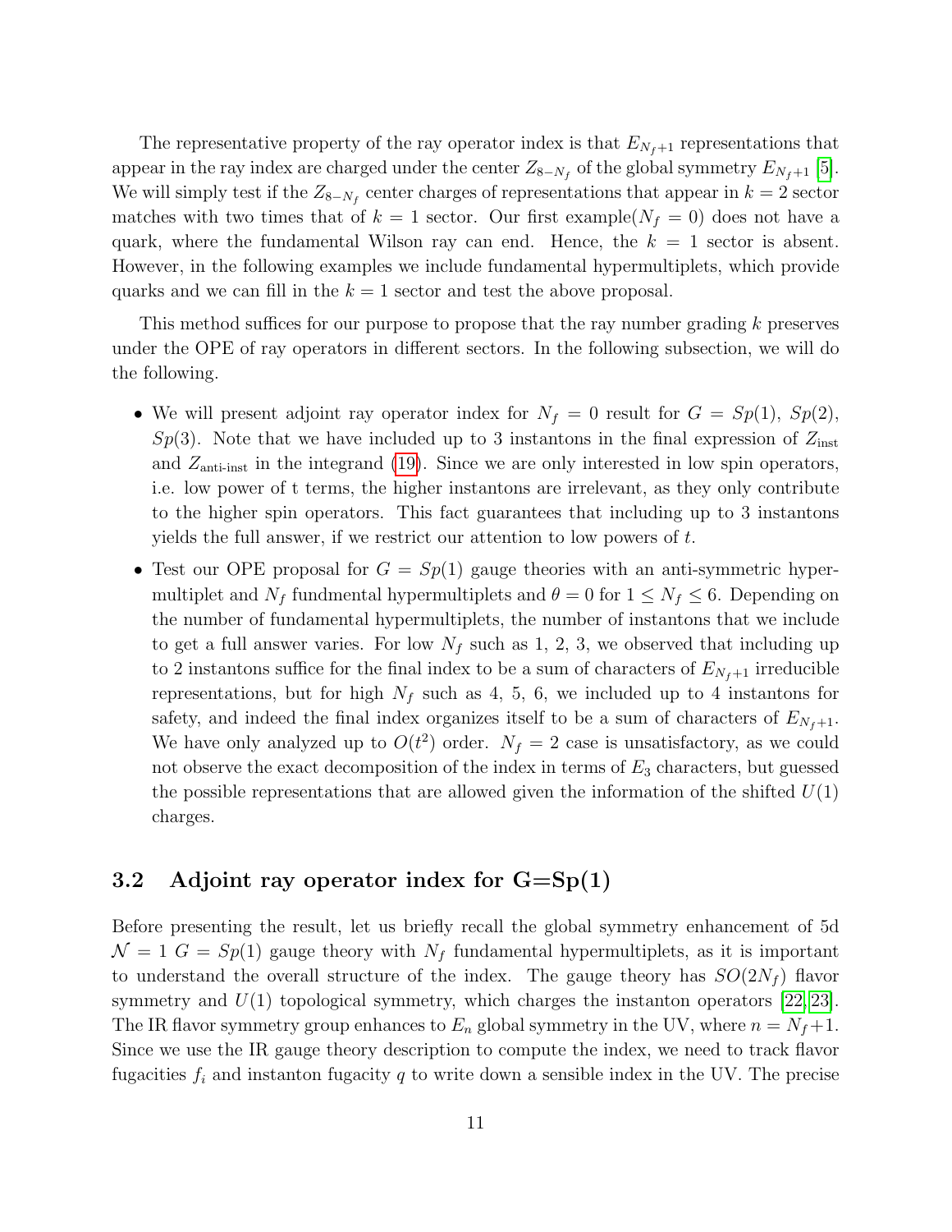The representative property of the ray operator index is that $E_{N_f+1}$ representations that appear in the ray index are charged under the center $Z_{8-N_f}$ of the global symmetry $E_{N_f+1}$ [5]. We will simply test if the $Z_{8-N_f}$ center charges of representations that appear in $k=2$ sector matches with two times that of $k=1$ sector. Our first example($N_f=0$) does not have a quark, where the fundamental Wilson ray can end. Hence, the $k=1$ sector is absent. However, in the following examples we include fundamental hypermultiplets, which provide quarks and we can fill in the $k=1$ sector and test the above proposal.

This method suffices for our purpose to propose that the ray number grading $k$ preserves under the OPE of ray operators in different sectors. In the following subsection, we will do the following.

- We will present adjoint ray operator index for $N_f=0$ result for $G=Sp(1)$, $Sp(2)$, $Sp(3)$. Note that we have included up to 3 instantons in the final expression of $Z_{\text{inst}}$ and $Z_{\text{anti-inst}}$ in the integrand (19). Since we are only interested in low spin operators, i.e. low power of t terms, the higher instantons are irrelevant, as they only contribute to the higher spin operators. This fact guarantees that including up to 3 instantons yields the full answer, if we restrict our attention to low powers of $t$.
- Test our OPE proposal for $G=Sp(1)$ gauge theories with an anti-symmetric hypermultiplet and $N_f$ fundmental hypermultiplets and $\theta=0$ for $1\leq N_f\leq 6$. Depending on the number of fundamental hypermultiplets, the number of instantons that we include to get a full answer varies. For low $N_f$ such as 1, 2, 3, we observed that including up to 2 instantons suffice for the final index to be a sum of characters of $E_{N_f+1}$ irreducible representations, but for high $N_f$ such as 4, 5, 6, we included up to 4 instantons for safety, and indeed the final index organizes itself to be a sum of characters of $E_{N_f+1}$. We have only analyzed up to $O(t^2)$ order. $N_f=2$ case is unsatisfactory, as we could not observe the exact decomposition of the index in terms of $E_3$ characters, but guessed the possible representations that are allowed given the information of the shifted $U(1)$ charges.

## 3.2 Adjoint ray operator index for G=Sp(1)

Before presenting the result, let us briefly recall the global symmetry enhancement of 5d $\mathcal{N}=1$ $G=Sp(1)$ gauge theory with $N_f$ fundamental hypermultiplets, as it is important to understand the overall structure of the index. The gauge theory has $SO(2N_f)$ flavor symmetry and $U(1)$ topological symmetry, which charges the instanton operators [22, 23]. The IR flavor symmetry group enhances to $E_n$ global symmetry in the UV, where $n=N_f+1$. Since we use the IR gauge theory description to compute the index, we need to track flavor fugacities $f_i$ and instanton fugacity $q$ to write down a sensible index in the UV. The precise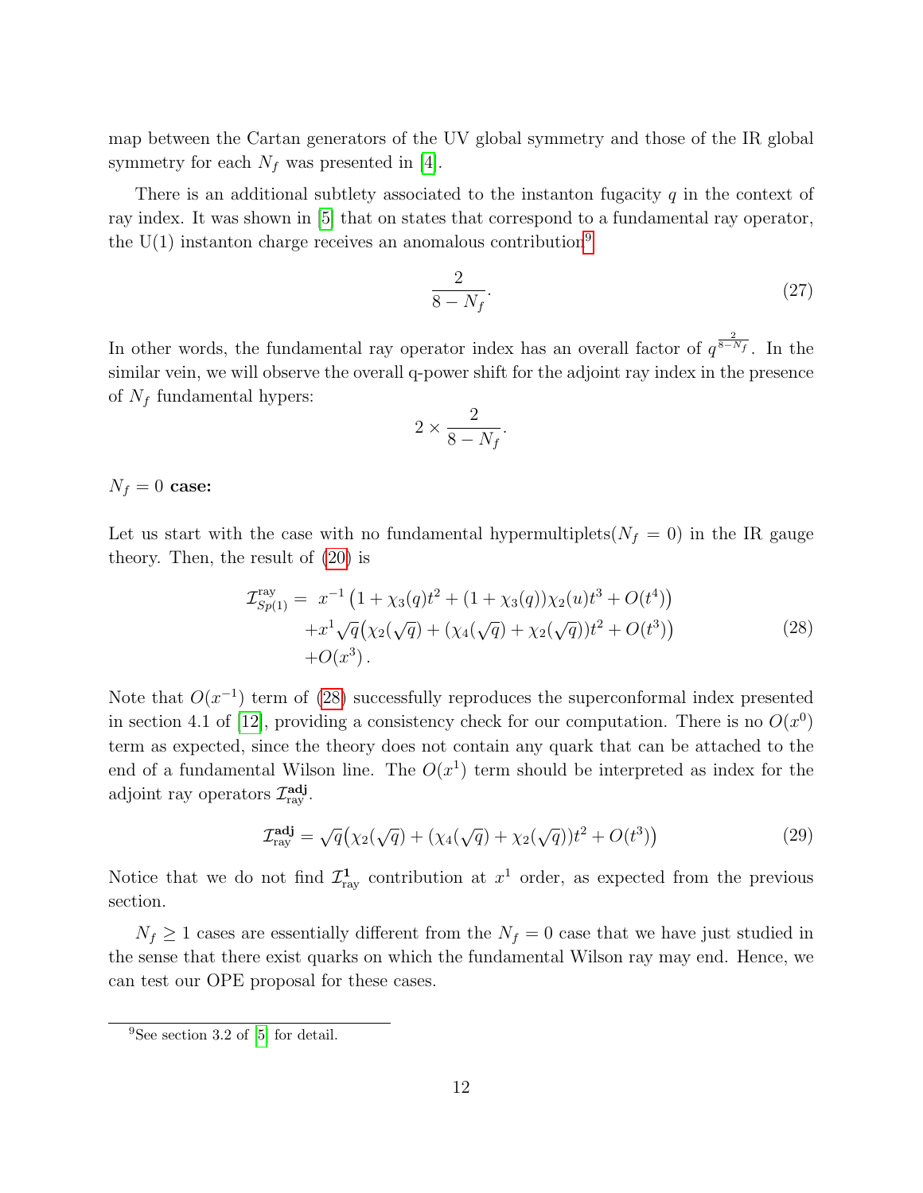map between the Cartan generators of the UV global symmetry and those of the IR global symmetry for each $N_f$ was presented in [4].

There is an additional subtlety associated to the instanton fugacity $q$ in the context of ray index. It was shown in [5] that on states that correspond to a fundamental ray operator, the U(1) instanton charge receives an anomalous contribution[9]

$$\frac{2}{8-N_f}. \tag{27}$$

In other words, the fundamental ray operator index has an overall factor of $q^{\frac{2}{8-N_f}}$. In the similar vein, we will observe the overall q-power shift for the adjoint ray index in the presence of $N_f$ fundamental hypers:

$$2 \times \frac{2}{8-N_f}.$$

**$N_f = 0$ case:**

Let us start with the case with no fundamental hypermultiplets($N_f = 0$) in the IR gauge theory. Then, the result of (20) is

$$\begin{aligned}
\mathcal{I}^{\text{ray}}_{Sp(1)} = \; & x^{-1}\left(1 + \chi_3(q)t^2 + (1+\chi_3(q))\chi_2(u)t^3 + O(t^4)\right) \\
& + x^1\sqrt{q}\left(\chi_2(\sqrt{q}) + (\chi_4(\sqrt{q}) + \chi_2(\sqrt{q}))t^2 + O(t^3)\right) \\
& + O(x^3)\,.
\end{aligned} \tag{28}$$

Note that $O(x^{-1})$ term of (28) successfully reproduces the superconformal index presented in section 4.1 of [12], providing a consistency check for our computation. There is no $O(x^0)$ term as expected, since the theory does not contain any quark that can be attached to the end of a fundamental Wilson line. The $O(x^1)$ term should be interpreted as index for the adjoint ray operators $\mathcal{I}^{\mathbf{adj}}_{\text{ray}}$.

$$\mathcal{I}^{\mathbf{adj}}_{\text{ray}} = \sqrt{q}\left(\chi_2(\sqrt{q}) + (\chi_4(\sqrt{q}) + \chi_2(\sqrt{q}))t^2 + O(t^3)\right) \tag{29}$$

Notice that we do not find $\mathcal{I}^{\mathbf{1}}_{\text{ray}}$ contribution at $x^1$ order, as expected from the previous section.

$N_f \geq 1$ cases are essentially different from the $N_f = 0$ case that we have just studied in the sense that there exist quarks on which the fundamental Wilson ray may end. Hence, we can test our OPE proposal for these cases.

[9] See section 3.2 of [5] for detail.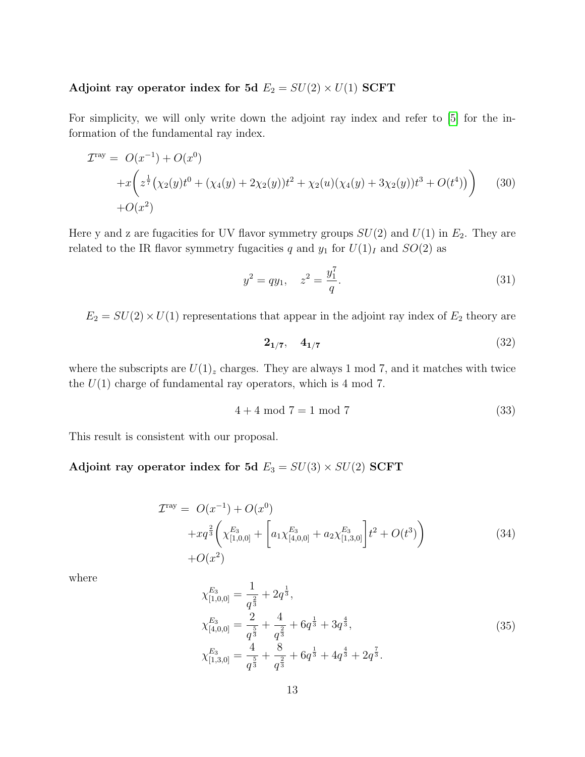**Adjoint ray operator index for 5d $E_2 = SU(2) \times U(1)$ SCFT**

For simplicity, we will only write down the adjoint ray index and refer to [5] for the information of the fundamental ray index.

$$
\begin{aligned}
\mathcal{I}^{\text{ray}} = \; & O(x^{-1}) + O(x^0) \\
& + x\Bigg( z^{\frac{1}{7}} \big( \chi_2(y) t^0 + (\chi_4(y) + 2\chi_2(y)) t^2 + \chi_2(u)(\chi_4(y) + 3\chi_2(y)) t^3 + O(t^4) \big) \Bigg) \\
& + O(x^2)
\end{aligned}
\tag{30}
$$

Here y and z are fugacities for UV flavor symmetry groups $SU(2)$ and $U(1)$ in $E_2$. They are related to the IR flavor symmetry fugacities $q$ and $y_1$ for $U(1)_I$ and $SO(2)$ as

$$
y^2 = q y_1, \quad z^2 = \frac{y_1^7}{q}. \tag{31}
$$

$E_2 = SU(2) \times U(1)$ representations that appear in the adjoint ray index of $E_2$ theory are

$$
\mathbf{2_{1/7}}, \quad \mathbf{4_{1/7}} \tag{32}
$$

where the subscripts are $U(1)_z$ charges. They are always 1 mod 7, and it matches with twice the $U(1)$ charge of fundamental ray operators, which is 4 mod 7.

$$
4 + 4 \text{ mod } 7 = 1 \text{ mod } 7 \tag{33}
$$

This result is consistent with our proposal.

**Adjoint ray operator index for 5d $E_3 = SU(3) \times SU(2)$ SCFT**

$$
\begin{aligned}
\mathcal{I}^{\text{ray}} = \; & O(x^{-1}) + O(x^0) \\
& + x q^{\frac{2}{3}} \Bigg( \chi^{E_3}_{[1,0,0]} + \Big[ a_1 \chi^{E_3}_{[4,0,0]} + a_2 \chi^{E_3}_{[1,3,0]} \Big] t^2 + O(t^3) \Bigg) \\
& + O(x^2)
\end{aligned}
\tag{34}
$$

where

$$
\begin{aligned}
\chi^{E_3}_{[1,0,0]} &= \frac{1}{q^{\frac{2}{3}}} + 2q^{\frac{1}{3}}, \\
\chi^{E_3}_{[4,0,0]} &= \frac{2}{q^{\frac{5}{3}}} + \frac{4}{q^{\frac{2}{3}}} + 6q^{\frac{1}{3}} + 3q^{\frac{4}{3}}, \\
\chi^{E_3}_{[1,3,0]} &= \frac{4}{q^{\frac{5}{3}}} + \frac{8}{q^{\frac{2}{3}}} + 6q^{\frac{1}{3}} + 4q^{\frac{4}{3}} + 2q^{\frac{7}{3}}.
\end{aligned}
\tag{35}
$$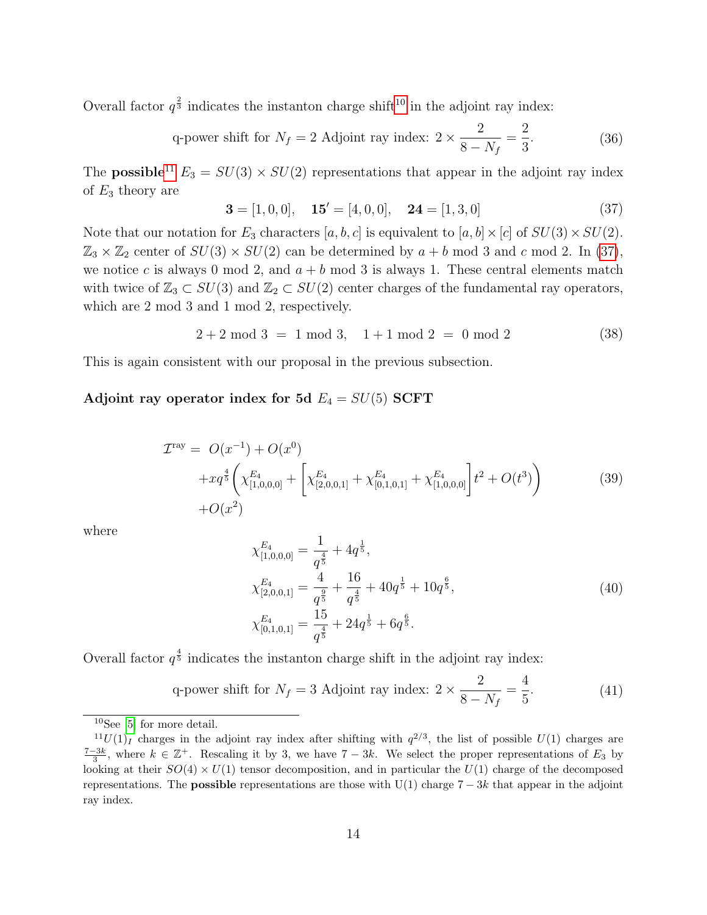Overall factor $q^{\frac{2}{3}}$ indicates the instanton charge shift[10] in the adjoint ray index:

$$\text{q-power shift for } N_f = 2 \text{ Adjoint ray index: } 2 \times \frac{2}{8 - N_f} = \frac{2}{3}. \tag{36}$$

The **possible**[11] $E_3 = SU(3) \times SU(2)$ representations that appear in the adjoint ray index of $E_3$ theory are

$$\mathbf{3} = [1, 0, 0], \quad \mathbf{15'} = [4, 0, 0], \quad \mathbf{24} = [1, 3, 0] \tag{37}$$

Note that our notation for $E_3$ characters $[a, b, c]$ is equivalent to $[a, b] \times [c]$ of $SU(3) \times SU(2)$. $\mathbb{Z}_3 \times \mathbb{Z}_2$ center of $SU(3) \times SU(2)$ can be determined by $a + b$ mod 3 and $c$ mod 2. In (37), we notice $c$ is always 0 mod 2, and $a + b$ mod 3 is always 1. These central elements match with twice of $\mathbb{Z}_3 \subset SU(3)$ and $\mathbb{Z}_2 \subset SU(2)$ center charges of the fundamental ray operators, which are 2 mod 3 and 1 mod 2, respectively.

$$2 + 2 \text{ mod } 3 \; = \; 1 \text{ mod } 3, \quad 1 + 1 \text{ mod } 2 \; = \; 0 \text{ mod } 2 \tag{38}$$

This is again consistent with our proposal in the previous subsection.

**Adjoint ray operator index for 5d $E_4 = SU(5)$ SCFT**

$$\begin{aligned}
\mathcal{I}^{\text{ray}} = \; & O(x^{-1}) + O(x^0) \\
& + x q^{\frac{4}{5}} \left( \chi^{E_4}_{[1,0,0,0]} + \left[ \chi^{E_4}_{[2,0,0,1]} + \chi^{E_4}_{[0,1,0,1]} + \chi^{E_4}_{[1,0,0,0]} \right] t^2 + O(t^3) \right) \\
& + O(x^2)
\end{aligned} \tag{39}$$

where

$$\begin{aligned}
\chi^{E_4}_{[1,0,0,0]} &= \frac{1}{q^{\frac{4}{5}}} + 4 q^{\frac{1}{5}}, \\
\chi^{E_4}_{[2,0,0,1]} &= \frac{4}{q^{\frac{9}{5}}} + \frac{16}{q^{\frac{4}{5}}} + 40 q^{\frac{1}{5}} + 10 q^{\frac{6}{5}}, \\
\chi^{E_4}_{[0,1,0,1]} &= \frac{15}{q^{\frac{4}{5}}} + 24 q^{\frac{1}{5}} + 6 q^{\frac{6}{5}}.
\end{aligned} \tag{40}$$

Overall factor $q^{\frac{4}{5}}$ indicates the instanton charge shift in the adjoint ray index:

$$\text{q-power shift for } N_f = 3 \text{ Adjoint ray index: } 2 \times \frac{2}{8 - N_f} = \frac{4}{5}. \tag{41}$$

---

[10] See [5] for more detail.

[11] $U(1)_I$ charges in the adjoint ray index after shifting with $q^{2/3}$, the list of possible $U(1)$ charges are $\frac{7-3k}{3}$, where $k \in \mathbb{Z}^+$. Rescaling it by 3, we have $7 - 3k$. We select the proper representations of $E_3$ by looking at their $SO(4) \times U(1)$ tensor decomposition, and in particular the $U(1)$ charge of the decomposed representations. The **possible** representations are those with U(1) charge $7 - 3k$ that appear in the adjoint ray index.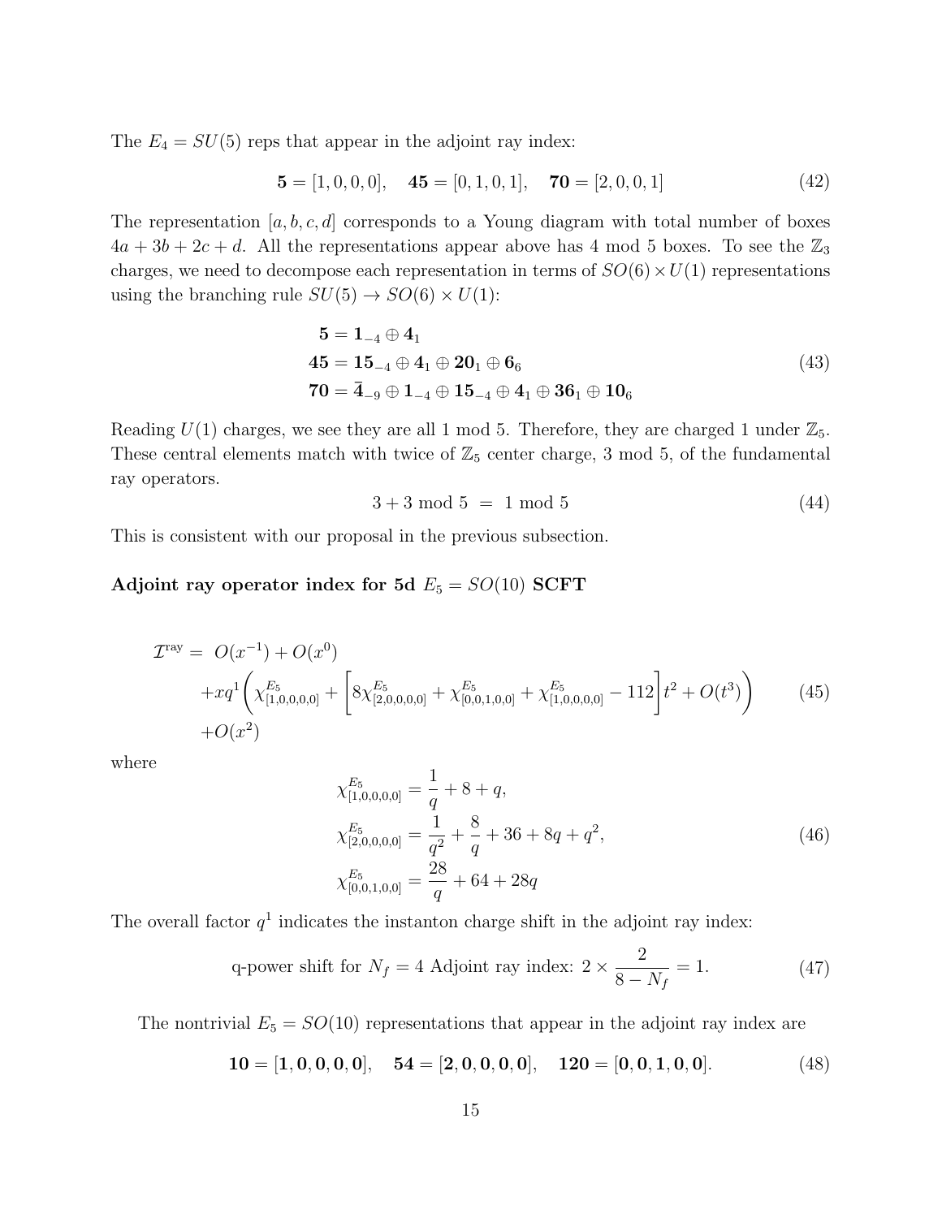The $E_4 = SU(5)$ reps that appear in the adjoint ray index:

$$\mathbf{5} = [1,0,0,0], \quad \mathbf{45} = [0,1,0,1], \quad \mathbf{70} = [2,0,0,1] \tag{42}$$

The representation $[a,b,c,d]$ corresponds to a Young diagram with total number of boxes $4a+3b+2c+d$. All the representations appear above has 4 mod 5 boxes. To see the $\mathbb{Z}_3$ charges, we need to decompose each representation in terms of $SO(6)\times U(1)$ representations using the branching rule $SU(5) \to SO(6)\times U(1)$:

$$\begin{aligned}
\mathbf{5} &= \mathbf{1}_{-4} \oplus \mathbf{4}_1 \\
\mathbf{45} &= \mathbf{15}_{-4} \oplus \mathbf{4}_1 \oplus \mathbf{20}_1 \oplus \mathbf{6}_6 \\
\mathbf{70} &= \bar{\mathbf{4}}_{-9} \oplus \mathbf{1}_{-4} \oplus \mathbf{15}_{-4} \oplus \mathbf{4}_1 \oplus \mathbf{36}_1 \oplus \mathbf{10}_6
\end{aligned} \tag{43}$$

Reading $U(1)$ charges, we see they are all 1 mod 5. Therefore, they are charged 1 under $\mathbb{Z}_5$. These central elements match with twice of $\mathbb{Z}_5$ center charge, 3 mod 5, of the fundamental ray operators.

$$3+3 \text{ mod } 5 \ = \ 1 \text{ mod } 5 \tag{44}$$

This is consistent with our proposal in the previous subsection.

**Adjoint ray operator index for 5d $E_5 = SO(10)$ SCFT**

$$\begin{aligned}
\mathcal{I}^{\text{ray}} = \ & O(x^{-1}) + O(x^0) \\
& + xq^1\left(\chi^{E_5}_{[1,0,0,0,0]} + \left[8\chi^{E_5}_{[2,0,0,0,0]} + \chi^{E_5}_{[0,0,1,0,0]} + \chi^{E_5}_{[1,0,0,0,0]} - 112\right]t^2 + O(t^3)\right) \\
& + O(x^2)
\end{aligned} \tag{45}$$

where

$$\begin{aligned}
\chi^{E_5}_{[1,0,0,0,0]} &= \frac{1}{q} + 8 + q, \\
\chi^{E_5}_{[2,0,0,0,0]} &= \frac{1}{q^2} + \frac{8}{q} + 36 + 8q + q^2, \\
\chi^{E_5}_{[0,0,1,0,0]} &= \frac{28}{q} + 64 + 28q
\end{aligned} \tag{46}$$

The overall factor $q^1$ indicates the instanton charge shift in the adjoint ray index:

$$\text{q-power shift for } N_f = 4 \text{ Adjoint ray index: } 2 \times \frac{2}{8-N_f} = 1. \tag{47}$$

The nontrivial $E_5 = SO(10)$ representations that appear in the adjoint ray index are

$$\mathbf{10} = [\mathbf{1},\mathbf{0},\mathbf{0},\mathbf{0},\mathbf{0}], \quad \mathbf{54} = [\mathbf{2},\mathbf{0},\mathbf{0},\mathbf{0},\mathbf{0}], \quad \mathbf{120} = [\mathbf{0},\mathbf{0},\mathbf{1},\mathbf{0},\mathbf{0}]. \tag{48}$$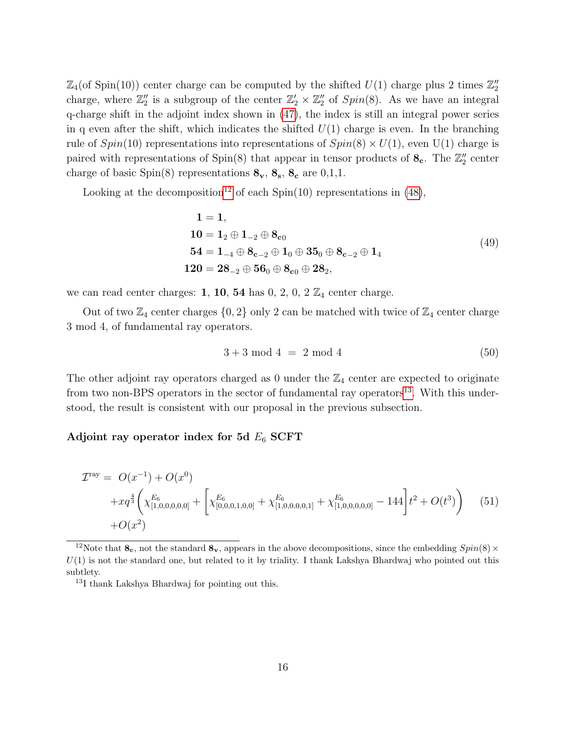$\mathbb{Z}_4$(of Spin(10)) center charge can be computed by the shifted $U(1)$ charge plus 2 times $\mathbb{Z}_2''$ charge, where $\mathbb{Z}_2''$ is a subgroup of the center $\mathbb{Z}_2' \times \mathbb{Z}_2''$ of $Spin(8)$. As we have an integral q-charge shift in the adjoint index shown in (47), the index is still an integral power series in q even after the shift, which indicates the shifted $U(1)$ charge is even. In the branching rule of $Spin(10)$ representations into representations of $Spin(8) \times U(1)$, even U(1) charge is paired with representations of Spin(8) that appear in tensor products of $\mathbf{8_c}$. The $\mathbb{Z}_2''$ center charge of basic Spin(8) representations $\mathbf{8_v}$, $\mathbf{8_s}$, $\mathbf{8_c}$ are 0,1,1.

Looking at the decomposition[12] of each Spin(10) representations in (48),

$$
\begin{aligned}
\mathbf{1} &= \mathbf{1}, \\
\mathbf{10} &= \mathbf{1}_2 \oplus \mathbf{1}_{-2} \oplus \mathbf{8_{c0}} \\
\mathbf{54} &= \mathbf{1}_{-4} \oplus \mathbf{8_{c-2}} \oplus \mathbf{1}_0 \oplus \mathbf{35}_0 \oplus \mathbf{8_{c-2}} \oplus \mathbf{1}_4 \\
\mathbf{120} &= \mathbf{28}_{-2} \oplus \mathbf{56}_0 \oplus \mathbf{8_{c0}} \oplus \mathbf{28}_2,
\end{aligned} \tag{49}
$$

we can read center charges: $\mathbf{1}$, $\mathbf{10}$, $\mathbf{54}$ has 0, 2, 0, 2 $\mathbb{Z}_4$ center charge.

Out of two $\mathbb{Z}_4$ center charges $\{0, 2\}$ only 2 can be matched with twice of $\mathbb{Z}_4$ center charge 3 mod 4, of fundamental ray operators.

$$
3 + 3 \text{ mod } 4 \;=\; 2 \text{ mod } 4 \tag{50}
$$

The other adjoint ray operators charged as 0 under the $\mathbb{Z}_4$ center are expected to originate from two non-BPS operators in the sector of fundamental ray operators[13]. With this understood, the result is consistent with our proposal in the previous subsection.

**Adjoint ray operator index for 5d $E_6$ SCFT**

$$
\begin{aligned}
\mathcal{I}^{\text{ray}} = \;& O(x^{-1}) + O(x^0) \\
& + x q^{\frac{4}{3}} \left( \chi^{E_6}_{[1,0,0,0,0,0]} + \left[ \chi^{E_6}_{[0,0,0,1,0,0]} + \chi^{E_6}_{[1,0,0,0,0,1]} + \chi^{E_6}_{[1,0,0,0,0,0]} - 144 \right] t^2 + O(t^3) \right) \\
& + O(x^2)
\end{aligned} \tag{51}
$$

[12] Note that $\mathbf{8_c}$, not the standard $\mathbf{8_v}$, appears in the above decompositions, since the embedding $Spin(8) \times U(1)$ is not the standard one, but related to it by triality. I thank Lakshya Bhardwaj who pointed out this subtlety.

[13] I thank Lakshya Bhardwaj for pointing out this.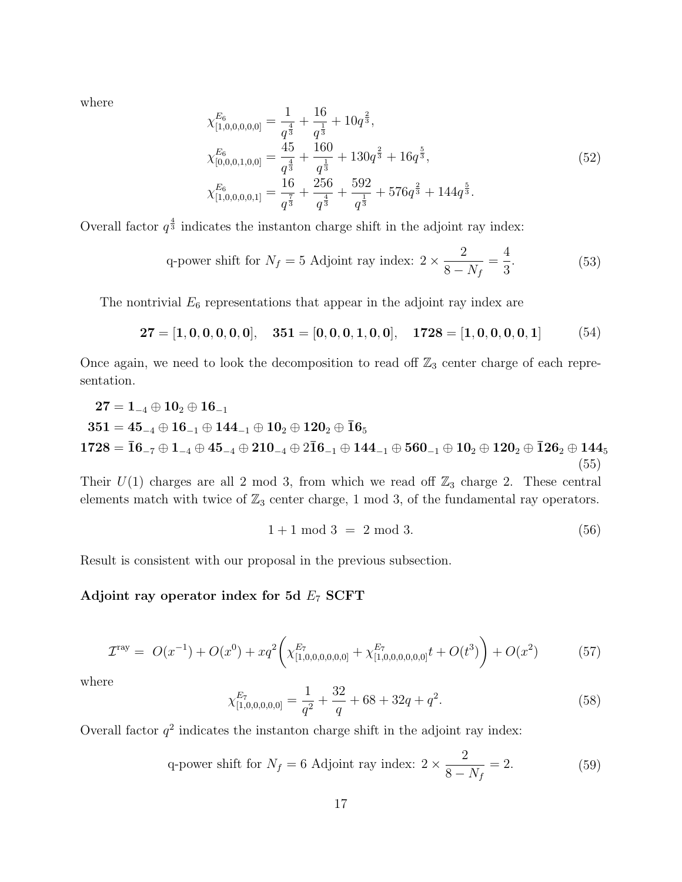where

$$
\begin{aligned}
\chi^{E_6}_{[1,0,0,0,0,0]} &= \frac{1}{q^{\frac{4}{3}}} + \frac{16}{q^{\frac{1}{3}}} + 10q^{\frac{2}{3}}, \\
\chi^{E_6}_{[0,0,0,1,0,0]} &= \frac{45}{q^{\frac{4}{3}}} + \frac{160}{q^{\frac{1}{3}}} + 130q^{\frac{2}{3}} + 16q^{\frac{5}{3}}, \\
\chi^{E_6}_{[1,0,0,0,0,1]} &= \frac{16}{q^{\frac{7}{3}}} + \frac{256}{q^{\frac{4}{3}}} + \frac{592}{q^{\frac{1}{3}}} + 576q^{\frac{2}{3}} + 144q^{\frac{5}{3}}.
\end{aligned}
\tag{52}
$$

Overall factor $q^{\frac{4}{3}}$ indicates the instanton charge shift in the adjoint ray index:

$$
\text{q-power shift for } N_f = 5 \text{ Adjoint ray index: } 2 \times \frac{2}{8 - N_f} = \frac{4}{3}. \tag{53}
$$

The nontrivial $E_6$ representations that appear in the adjoint ray index are

$$
\mathbf{27} = [\mathbf{1},\mathbf{0},\mathbf{0},\mathbf{0},\mathbf{0},\mathbf{0}], \quad \mathbf{351} = [\mathbf{0},\mathbf{0},\mathbf{0},\mathbf{1},\mathbf{0},\mathbf{0}], \quad \mathbf{1728} = [\mathbf{1},\mathbf{0},\mathbf{0},\mathbf{0},\mathbf{0},\mathbf{1}] \tag{54}
$$

Once again, we need to look the decomposition to read off $\mathbb{Z}_3$ center charge of each representation.

$$
\begin{aligned}
&\mathbf{27} = \mathbf{1}_{-4} \oplus \mathbf{10}_2 \oplus \mathbf{16}_{-1} \\
&\mathbf{351} = \mathbf{45}_{-4} \oplus \mathbf{16}_{-1} \oplus \mathbf{144}_{-1} \oplus \mathbf{10}_2 \oplus \mathbf{120}_2 \oplus \overline{\mathbf{16}}_5 \\
&\mathbf{1728} = \overline{\mathbf{16}}_{-7} \oplus \mathbf{1}_{-4} \oplus \mathbf{45}_{-4} \oplus \mathbf{210}_{-4} \oplus 2\overline{\mathbf{16}}_{-1} \oplus \mathbf{144}_{-1} \oplus \mathbf{560}_{-1} \oplus \mathbf{10}_2 \oplus \mathbf{120}_2 \oplus \overline{\mathbf{126}}_2 \oplus \mathbf{144}_5
\end{aligned}
\tag{55}
$$

Their $U(1)$ charges are all 2 mod 3, from which we read off $\mathbb{Z}_3$ charge 2. These central elements match with twice of $\mathbb{Z}_3$ center charge, 1 mod 3, of the fundamental ray operators.

$$
1 + 1 \text{ mod } 3 \ = \ 2 \text{ mod } 3. \tag{56}
$$

Result is consistent with our proposal in the previous subsection.

**Adjoint ray operator index for 5d $E_7$ SCFT**

$$
\mathcal{I}^{\text{ray}} = \ O(x^{-1}) + O(x^0) + xq^2\left(\chi^{E_7}_{[1,0,0,0,0,0,0]} + \chi^{E_7}_{[1,0,0,0,0,0,0]}t + O(t^3)\right) + O(x^2) \tag{57}
$$

where

$$
\chi^{E_7}_{[1,0,0,0,0,0]} = \frac{1}{q^2} + \frac{32}{q} + 68 + 32q + q^2. \tag{58}
$$

Overall factor $q^2$ indicates the instanton charge shift in the adjoint ray index:

$$
\text{q-power shift for } N_f = 6 \text{ Adjoint ray index: } 2 \times \frac{2}{8 - N_f} = 2. \tag{59}
$$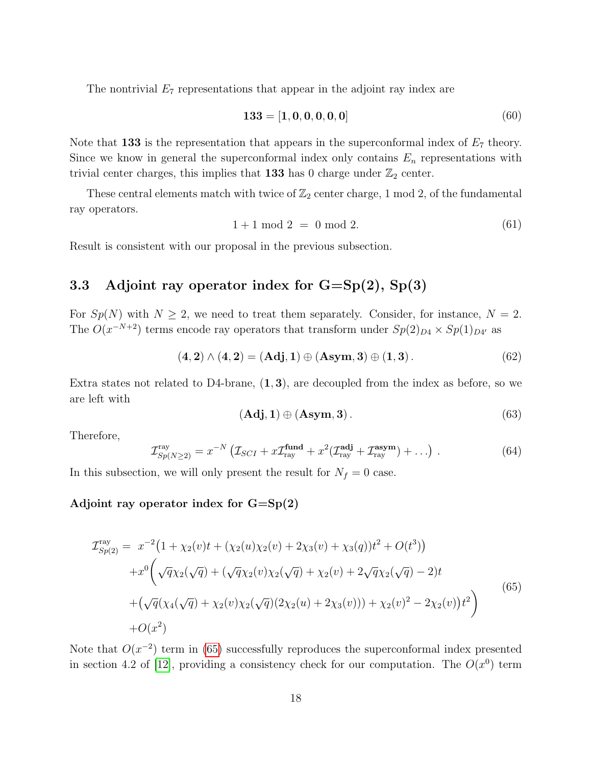The nontrivial $E_7$ representations that appear in the adjoint ray index are

$$\mathbf{133} = [\mathbf{1}, \mathbf{0}, \mathbf{0}, \mathbf{0}, \mathbf{0}, \mathbf{0}] \tag{60}$$

Note that $\mathbf{133}$ is the representation that appears in the superconformal index of $E_7$ theory. Since we know in general the superconformal index only contains $E_n$ representations with trivial center charges, this implies that $\mathbf{133}$ has 0 charge under $\mathbb{Z}_2$ center.

These central elements match with twice of $\mathbb{Z}_2$ center charge, 1 mod 2, of the fundamental ray operators.

$$1 + 1 \text{ mod } 2 \ = \ 0 \text{ mod } 2. \tag{61}$$

Result is consistent with our proposal in the previous subsection.

## 3.3 Adjoint ray operator index for G=Sp(2), Sp(3)

For $Sp(N)$ with $N \geq 2$, we need to treat them separately. Consider, for instance, $N = 2$. The $O(x^{-N+2})$ terms encode ray operators that transform under $Sp(2)_{D4} \times Sp(1)_{D4'}$ as

$$(\mathbf{4}, \mathbf{2}) \wedge (\mathbf{4}, \mathbf{2}) = (\mathbf{Adj}, \mathbf{1}) \oplus (\mathbf{Asym}, \mathbf{3}) \oplus (\mathbf{1}, \mathbf{3})\,. \tag{62}$$

Extra states not related to D4-brane, $(\mathbf{1}, \mathbf{3})$, are decoupled from the index as before, so we are left with

$$(\mathbf{Adj}, \mathbf{1}) \oplus (\mathbf{Asym}, \mathbf{3})\,. \tag{63}$$

Therefore,

$$\mathcal{I}^{\text{ray}}_{Sp(N\geq 2)} = x^{-N} \left( \mathcal{I}_{SCI} + x\mathcal{I}^{\mathbf{fund}}_{\text{ray}} + x^2(\mathcal{I}^{\mathbf{adj}}_{\text{ray}} + \mathcal{I}^{\mathbf{asym}}_{\text{ray}}) + \ldots \right)\,. \tag{64}$$

In this subsection, we will only present the result for $N_f = 0$ case.

**Adjoint ray operator index for G=Sp(2)**

$$\begin{aligned}
\mathcal{I}^{\text{ray}}_{Sp(2)} = \ & x^{-2}\big(1 + \chi_2(v)t + (\chi_2(u)\chi_2(v) + 2\chi_3(v) + \chi_3(q))t^2 + O(t^3)\big) \\
& + x^0 \bigg( \sqrt{q}\chi_2(\sqrt{q}) + (\sqrt{q}\chi_2(v)\chi_2(\sqrt{q}) + \chi_2(v) + 2\sqrt{q}\chi_2(\sqrt{q}) - 2)t \\
& + \big(\sqrt{q}(\chi_4(\sqrt{q}) + \chi_2(v)\chi_2(\sqrt{q})(2\chi_2(u) + 2\chi_3(v))) + \chi_2(v)^2 - 2\chi_2(v)\big)t^2 \bigg) \\
& + O(x^2)
\end{aligned} \tag{65}$$

Note that $O(x^{-2})$ term in (65) successfully reproduces the superconformal index presented in section 4.2 of [12], providing a consistency check for our computation. The $O(x^0)$ term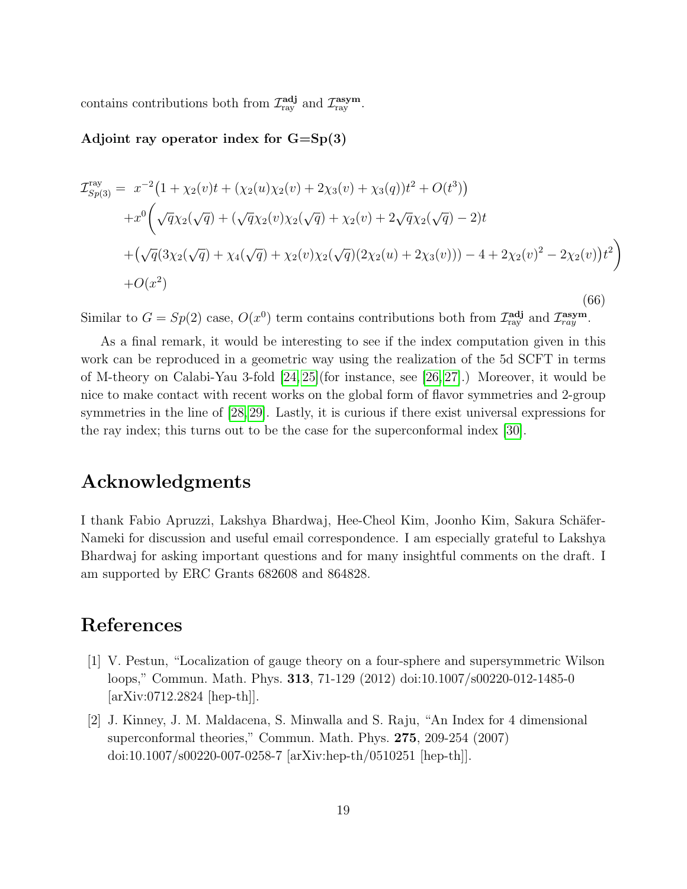contains contributions both from $\mathcal{I}_{\rm ray}^{\mathbf{adj}}$ and $\mathcal{I}_{\rm ray}^{\mathbf{asym}}$.

**Adjoint ray operator index for G=Sp(3)**

$$
\begin{aligned}
\mathcal{I}_{Sp(3)}^{\rm ray} =\ & x^{-2}\big(1+\chi_2(v)t+(\chi_2(u)\chi_2(v)+2\chi_3(v)+\chi_3(q))t^2+O(t^3)\big)\\
&+x^0\bigg(\sqrt{q}\chi_2(\sqrt{q})+(\sqrt{q}\chi_2(v)\chi_2(\sqrt{q})+\chi_2(v)+2\sqrt{q}\chi_2(\sqrt{q})-2)t\\
&+\big(\sqrt{q}(3\chi_2(\sqrt{q})+\chi_4(\sqrt{q})+\chi_2(v)\chi_2(\sqrt{q})(2\chi_2(u)+2\chi_3(v)))-4+2\chi_2(v)^2-2\chi_2(v)\big)t^2\bigg)\\
&+O(x^2)
\end{aligned}
\tag{66}
$$

Similar to $G=Sp(2)$ case, $O(x^0)$ term contains contributions both from $\mathcal{I}_{\rm ray}^{\mathbf{adj}}$ and $\mathcal{I}_{ray}^{\mathbf{asym}}$.

As a final remark, it would be interesting to see if the index computation given in this work can be reproduced in a geometric way using the realization of the 5d SCFT in terms of M-theory on Calabi-Yau 3-fold [24, 25](for instance, see [26, 27].) Moreover, it would be nice to make contact with recent works on the global form of flavor symmetries and 2-group symmetries in the line of [28, 29]. Lastly, it is curious if there exist universal expressions for the ray index; this turns out to be the case for the superconformal index [30].

# Acknowledgments

I thank Fabio Apruzzi, Lakshya Bhardwaj, Hee-Cheol Kim, Joonho Kim, Sakura Schäfer-Nameki for discussion and useful email correspondence. I am especially grateful to Lakshya Bhardwaj for asking important questions and for many insightful comments on the draft. I am supported by ERC Grants 682608 and 864828.

# References

[1] V. Pestun, "Localization of gauge theory on a four-sphere and supersymmetric Wilson loops," Commun. Math. Phys. **313**, 71-129 (2012) doi:10.1007/s00220-012-1485-0 [arXiv:0712.2824 [hep-th]].

[2] J. Kinney, J. M. Maldacena, S. Minwalla and S. Raju, "An Index for 4 dimensional superconformal theories," Commun. Math. Phys. **275**, 209-254 (2007) doi:10.1007/s00220-007-0258-7 [arXiv:hep-th/0510251 [hep-th]].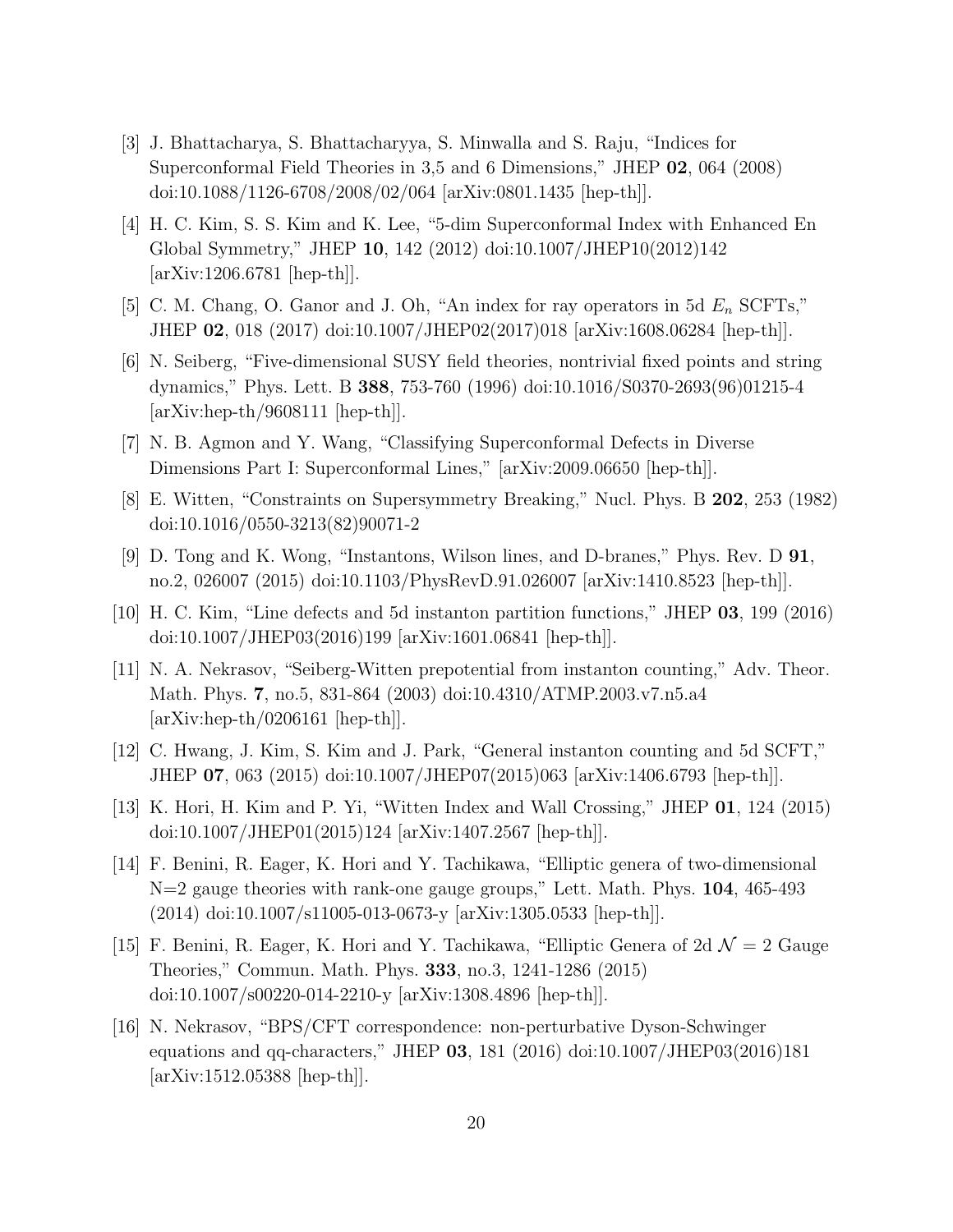[3] J. Bhattacharya, S. Bhattacharyya, S. Minwalla and S. Raju, "Indices for Superconformal Field Theories in 3,5 and 6 Dimensions," JHEP **02**, 064 (2008) doi:10.1088/1126-6708/2008/02/064 [arXiv:0801.1435 [hep-th]].

[4] H. C. Kim, S. S. Kim and K. Lee, "5-dim Superconformal Index with Enhanced En Global Symmetry," JHEP **10**, 142 (2012) doi:10.1007/JHEP10(2012)142 [arXiv:1206.6781 [hep-th]].

[5] C. M. Chang, O. Ganor and J. Oh, "An index for ray operators in 5d $E_n$ SCFTs," JHEP **02**, 018 (2017) doi:10.1007/JHEP02(2017)018 [arXiv:1608.06284 [hep-th]].

[6] N. Seiberg, "Five-dimensional SUSY field theories, nontrivial fixed points and string dynamics," Phys. Lett. B **388**, 753-760 (1996) doi:10.1016/S0370-2693(96)01215-4 [arXiv:hep-th/9608111 [hep-th]].

[7] N. B. Agmon and Y. Wang, "Classifying Superconformal Defects in Diverse Dimensions Part I: Superconformal Lines," [arXiv:2009.06650 [hep-th]].

[8] E. Witten, "Constraints on Supersymmetry Breaking," Nucl. Phys. B **202**, 253 (1982) doi:10.1016/0550-3213(82)90071-2

[9] D. Tong and K. Wong, "Instantons, Wilson lines, and D-branes," Phys. Rev. D **91**, no.2, 026007 (2015) doi:10.1103/PhysRevD.91.026007 [arXiv:1410.8523 [hep-th]].

[10] H. C. Kim, "Line defects and 5d instanton partition functions," JHEP **03**, 199 (2016) doi:10.1007/JHEP03(2016)199 [arXiv:1601.06841 [hep-th]].

[11] N. A. Nekrasov, "Seiberg-Witten prepotential from instanton counting," Adv. Theor. Math. Phys. **7**, no.5, 831-864 (2003) doi:10.4310/ATMP.2003.v7.n5.a4 [arXiv:hep-th/0206161 [hep-th]].

[12] C. Hwang, J. Kim, S. Kim and J. Park, "General instanton counting and 5d SCFT," JHEP **07**, 063 (2015) doi:10.1007/JHEP07(2015)063 [arXiv:1406.6793 [hep-th]].

[13] K. Hori, H. Kim and P. Yi, "Witten Index and Wall Crossing," JHEP **01**, 124 (2015) doi:10.1007/JHEP01(2015)124 [arXiv:1407.2567 [hep-th]].

[14] F. Benini, R. Eager, K. Hori and Y. Tachikawa, "Elliptic genera of two-dimensional N=2 gauge theories with rank-one gauge groups," Lett. Math. Phys. **104**, 465-493 (2014) doi:10.1007/s11005-013-0673-y [arXiv:1305.0533 [hep-th]].

[15] F. Benini, R. Eager, K. Hori and Y. Tachikawa, "Elliptic Genera of 2d $\mathcal{N} = 2$ Gauge Theories," Commun. Math. Phys. **333**, no.3, 1241-1286 (2015) doi:10.1007/s00220-014-2210-y [arXiv:1308.4896 [hep-th]].

[16] N. Nekrasov, "BPS/CFT correspondence: non-perturbative Dyson-Schwinger equations and qq-characters," JHEP **03**, 181 (2016) doi:10.1007/JHEP03(2016)181 [arXiv:1512.05388 [hep-th]].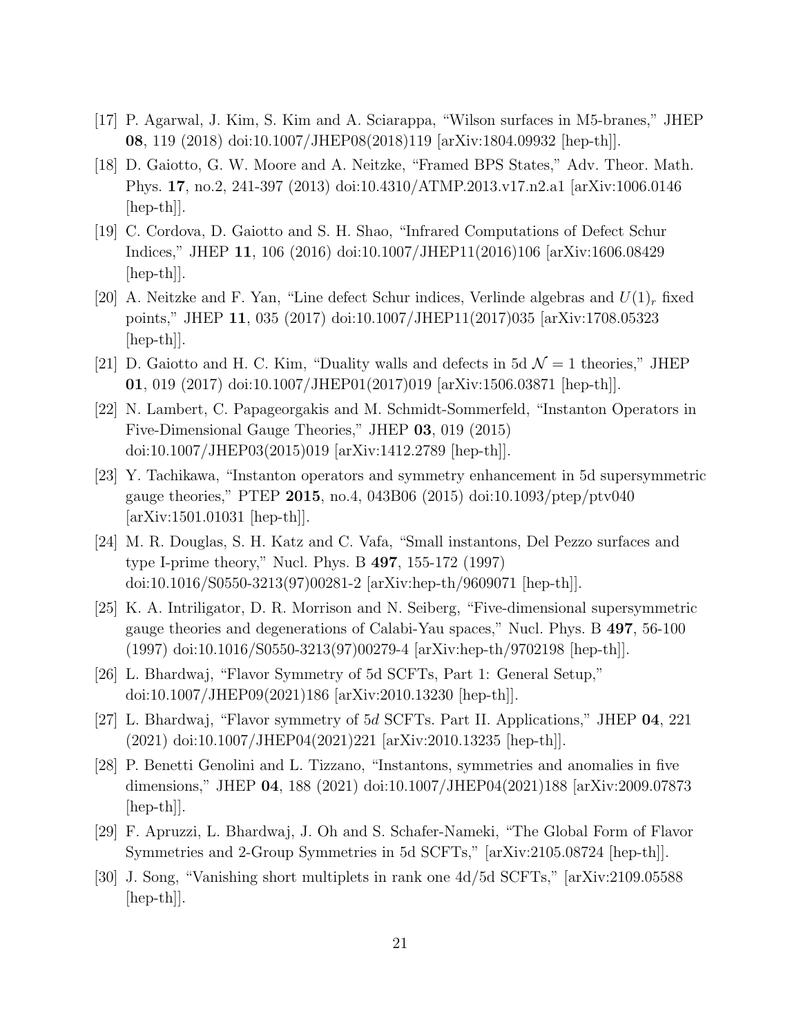[17] P. Agarwal, J. Kim, S. Kim and A. Sciarappa, "Wilson surfaces in M5-branes," JHEP **08**, 119 (2018) doi:10.1007/JHEP08(2018)119 [arXiv:1804.09932 [hep-th]].

[18] D. Gaiotto, G. W. Moore and A. Neitzke, "Framed BPS States," Adv. Theor. Math. Phys. **17**, no.2, 241-397 (2013) doi:10.4310/ATMP.2013.v17.n2.a1 [arXiv:1006.0146 [hep-th]].

[19] C. Cordova, D. Gaiotto and S. H. Shao, "Infrared Computations of Defect Schur Indices," JHEP **11**, 106 (2016) doi:10.1007/JHEP11(2016)106 [arXiv:1606.08429 [hep-th]].

[20] A. Neitzke and F. Yan, "Line defect Schur indices, Verlinde algebras and $U(1)_r$ fixed points," JHEP **11**, 035 (2017) doi:10.1007/JHEP11(2017)035 [arXiv:1708.05323 [hep-th]].

[21] D. Gaiotto and H. C. Kim, "Duality walls and defects in 5d $\mathcal{N} = 1$ theories," JHEP **01**, 019 (2017) doi:10.1007/JHEP01(2017)019 [arXiv:1506.03871 [hep-th]].

[22] N. Lambert, C. Papageorgakis and M. Schmidt-Sommerfeld, "Instanton Operators in Five-Dimensional Gauge Theories," JHEP **03**, 019 (2015) doi:10.1007/JHEP03(2015)019 [arXiv:1412.2789 [hep-th]].

[23] Y. Tachikawa, "Instanton operators and symmetry enhancement in 5d supersymmetric gauge theories," PTEP **2015**, no.4, 043B06 (2015) doi:10.1093/ptep/ptv040 [arXiv:1501.01031 [hep-th]].

[24] M. R. Douglas, S. H. Katz and C. Vafa, "Small instantons, Del Pezzo surfaces and type I-prime theory," Nucl. Phys. B **497**, 155-172 (1997) doi:10.1016/S0550-3213(97)00281-2 [arXiv:hep-th/9609071 [hep-th]].

[25] K. A. Intriligator, D. R. Morrison and N. Seiberg, "Five-dimensional supersymmetric gauge theories and degenerations of Calabi-Yau spaces," Nucl. Phys. B **497**, 56-100 (1997) doi:10.1016/S0550-3213(97)00279-4 [arXiv:hep-th/9702198 [hep-th]].

[26] L. Bhardwaj, "Flavor Symmetry of 5d SCFTs, Part 1: General Setup," doi:10.1007/JHEP09(2021)186 [arXiv:2010.13230 [hep-th]].

[27] L. Bhardwaj, "Flavor symmetry of 5*d* SCFTs. Part II. Applications," JHEP **04**, 221 (2021) doi:10.1007/JHEP04(2021)221 [arXiv:2010.13235 [hep-th]].

[28] P. Benetti Genolini and L. Tizzano, "Instantons, symmetries and anomalies in five dimensions," JHEP **04**, 188 (2021) doi:10.1007/JHEP04(2021)188 [arXiv:2009.07873 [hep-th]].

[29] F. Apruzzi, L. Bhardwaj, J. Oh and S. Schafer-Nameki, "The Global Form of Flavor Symmetries and 2-Group Symmetries in 5d SCFTs," [arXiv:2105.08724 [hep-th]].

[30] J. Song, "Vanishing short multiplets in rank one 4d/5d SCFTs," [arXiv:2109.05588 [hep-th]].